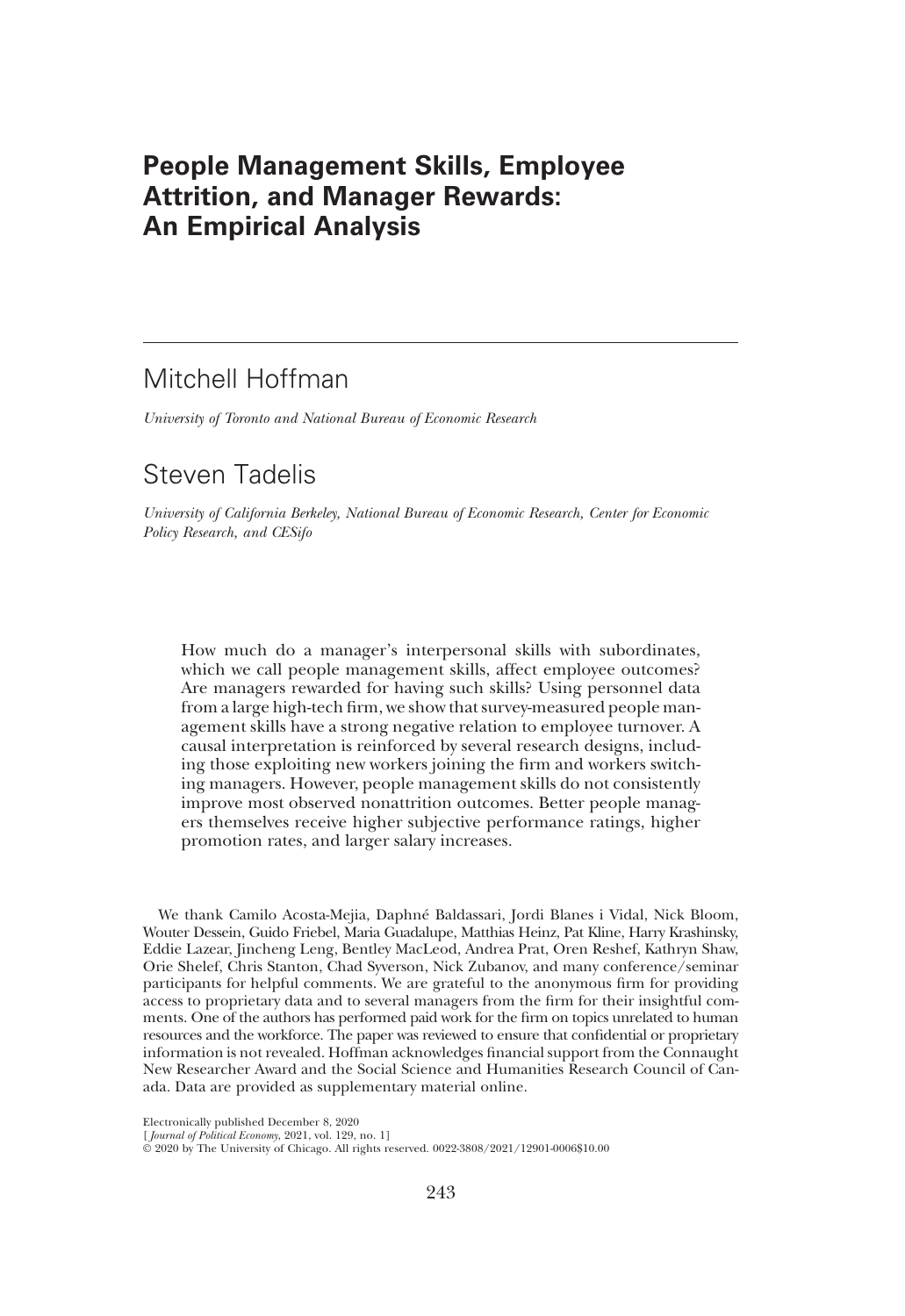# People Management Skills, Employee Attrition, and Manager Rewards: An Empirical Analysis

## Mitchell Hoffman

*University of Toronto and National Bureau of Economic Research*

## Steven Tadelis

*University of California Berkeley, National Bureau of Economic Research, Center for Economic Policy Research, and CESifo*

How much do a manager's interpersonal skills with subordinates, which we call people management skills, affect employee outcomes? Are managers rewarded for having such skills? Using personnel data from a large high-tech firm, we show that survey-measured people management skills have a strong negative relation to employee turnover. A causal interpretation is reinforced by several research designs, including those exploiting new workers joining the firm and workers switching managers. However, people management skills do not consistently improve most observed nonattrition outcomes. Better people managers themselves receive higher subjective performance ratings, higher promotion rates, and larger salary increases.

We thank Camilo Acosta-Mejia, Daphné Baldassari, Jordi Blanes i Vidal, Nick Bloom, Wouter Dessein, Guido Friebel, Maria Guadalupe, Matthias Heinz, Pat Kline, Harry Krashinsky, Eddie Lazear, Jincheng Leng, Bentley MacLeod, Andrea Prat, Oren Reshef, Kathryn Shaw, Orie Shelef, Chris Stanton, Chad Syverson, Nick Zubanov, and many conference/seminar participants for helpful comments. We are grateful to the anonymous firm for providing access to proprietary data and to several managers from the firm for their insightful comments. One of the authors has performed paid work for the firm on topics unrelated to human resources and the workforce. The paper was reviewed to ensure that confidential or proprietary information is not revealed. Hoffman acknowledges financial support from the Connaught New Researcher Award and the Social Science and Humanities Research Council of Canada. Data are provided as supplementary material online.

Electronically published December 8, 2020
[*Journal of Political Economy*, 2021, vol. 129, no. 1]
© 2020 by The University of Chicago. All rights reserved. 0022-3808/2021/12901-0006$10.00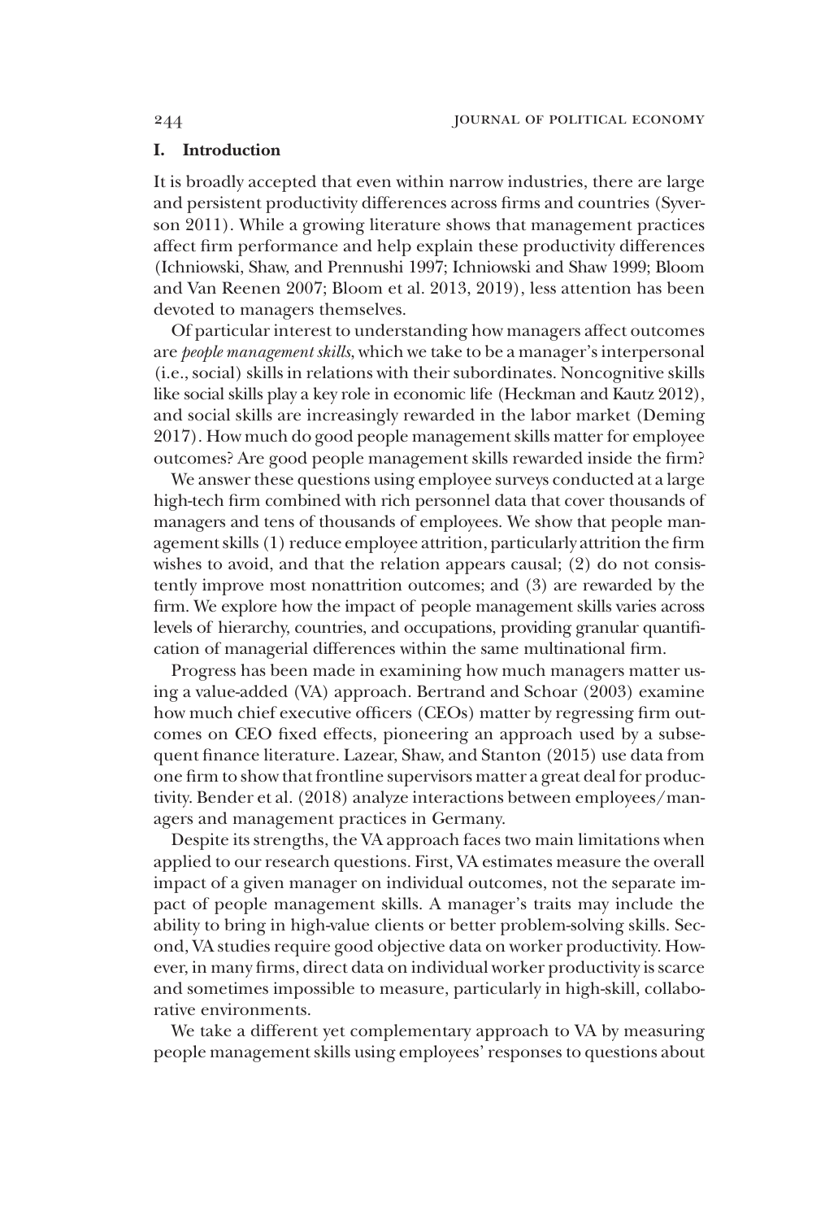## I. Introduction

It is broadly accepted that even within narrow industries, there are large and persistent productivity differences across firms and countries (Syverson 2011). While a growing literature shows that management practices affect firm performance and help explain these productivity differences (Ichniowski, Shaw, and Prennushi 1997; Ichniowski and Shaw 1999; Bloom and Van Reenen 2007; Bloom et al. 2013, 2019), less attention has been devoted to managers themselves.

Of particular interest to understanding how managers affect outcomes are *people management skills*, which we take to be a manager's interpersonal (i.e., social) skills in relations with their subordinates. Noncognitive skills like social skills play a key role in economic life (Heckman and Kautz 2012), and social skills are increasingly rewarded in the labor market (Deming 2017). How much do good people management skills matter for employee outcomes? Are good people management skills rewarded inside the firm?

We answer these questions using employee surveys conducted at a large high-tech firm combined with rich personnel data that cover thousands of managers and tens of thousands of employees. We show that people management skills (1) reduce employee attrition, particularly attrition the firm wishes to avoid, and that the relation appears causal; (2) do not consistently improve most nonattrition outcomes; and (3) are rewarded by the firm. We explore how the impact of people management skills varies across levels of hierarchy, countries, and occupations, providing granular quantification of managerial differences within the same multinational firm.

Progress has been made in examining how much managers matter using a value-added (VA) approach. Bertrand and Schoar (2003) examine how much chief executive officers (CEOs) matter by regressing firm outcomes on CEO fixed effects, pioneering an approach used by a subsequent finance literature. Lazear, Shaw, and Stanton (2015) use data from one firm to show that frontline supervisors matter a great deal for productivity. Bender et al. (2018) analyze interactions between employees/managers and management practices in Germany.

Despite its strengths, the VA approach faces two main limitations when applied to our research questions. First, VA estimates measure the overall impact of a given manager on individual outcomes, not the separate impact of people management skills. A manager's traits may include the ability to bring in high-value clients or better problem-solving skills. Second, VA studies require good objective data on worker productivity. However, in many firms, direct data on individual worker productivity is scarce and sometimes impossible to measure, particularly in high-skill, collaborative environments.

We take a different yet complementary approach to VA by measuring people management skills using employees' responses to questions about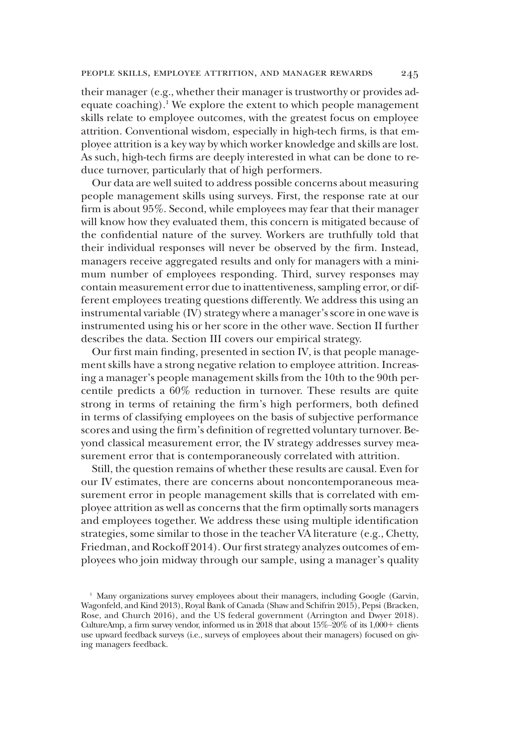their manager (e.g., whether their manager is trustworthy or provides adequate coaching).[1] We explore the extent to which people management skills relate to employee outcomes, with the greatest focus on employee attrition. Conventional wisdom, especially in high-tech firms, is that employee attrition is a key way by which worker knowledge and skills are lost. As such, high-tech firms are deeply interested in what can be done to reduce turnover, particularly that of high performers.

Our data are well suited to address possible concerns about measuring people management skills using surveys. First, the response rate at our firm is about 95%. Second, while employees may fear that their manager will know how they evaluated them, this concern is mitigated because of the confidential nature of the survey. Workers are truthfully told that their individual responses will never be observed by the firm. Instead, managers receive aggregated results and only for managers with a minimum number of employees responding. Third, survey responses may contain measurement error due to inattentiveness, sampling error, or different employees treating questions differently. We address this using an instrumental variable (IV) strategy where a manager's score in one wave is instrumented using his or her score in the other wave. Section II further describes the data. Section III covers our empirical strategy.

Our first main finding, presented in section IV, is that people management skills have a strong negative relation to employee attrition. Increasing a manager's people management skills from the 10th to the 90th percentile predicts a 60% reduction in turnover. These results are quite strong in terms of retaining the firm's high performers, both defined in terms of classifying employees on the basis of subjective performance scores and using the firm's definition of regretted voluntary turnover. Beyond classical measurement error, the IV strategy addresses survey measurement error that is contemporaneously correlated with attrition.

Still, the question remains of whether these results are causal. Even for our IV estimates, there are concerns about noncontemporaneous measurement error in people management skills that is correlated with employee attrition as well as concerns that the firm optimally sorts managers and employees together. We address these using multiple identification strategies, some similar to those in the teacher VA literature (e.g., Chetty, Friedman, and Rockoff 2014). Our first strategy analyzes outcomes of employees who join midway through our sample, using a manager's quality

[1] Many organizations survey employees about their managers, including Google (Garvin, Wagonfeld, and Kind 2013), Royal Bank of Canada (Shaw and Schifrin 2015), Pepsi (Bracken, Rose, and Church 2016), and the US federal government (Arrington and Dwyer 2018). CultureAmp, a firm survey vendor, informed us in 2018 that about 15%–20% of its 1,000+ clients use upward feedback surveys (i.e., surveys of employees about their managers) focused on giving managers feedback.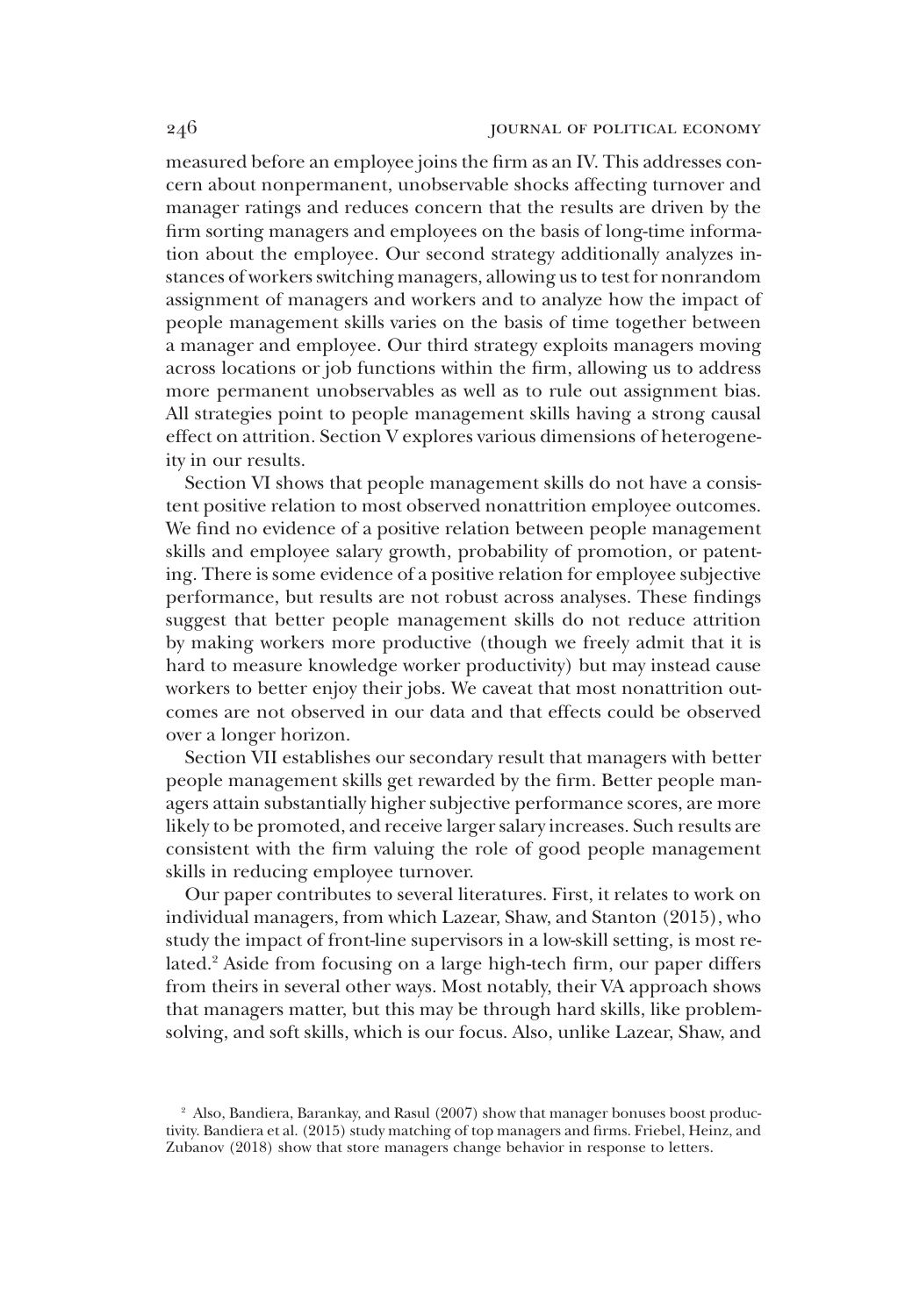measured before an employee joins the firm as an IV. This addresses concern about nonpermanent, unobservable shocks affecting turnover and manager ratings and reduces concern that the results are driven by the firm sorting managers and employees on the basis of long-time information about the employee. Our second strategy additionally analyzes instances of workers switching managers, allowing us to test for nonrandom assignment of managers and workers and to analyze how the impact of people management skills varies on the basis of time together between a manager and employee. Our third strategy exploits managers moving across locations or job functions within the firm, allowing us to address more permanent unobservables as well as to rule out assignment bias. All strategies point to people management skills having a strong causal effect on attrition. Section V explores various dimensions of heterogeneity in our results.

Section VI shows that people management skills do not have a consistent positive relation to most observed nonattrition employee outcomes. We find no evidence of a positive relation between people management skills and employee salary growth, probability of promotion, or patenting. There is some evidence of a positive relation for employee subjective performance, but results are not robust across analyses. These findings suggest that better people management skills do not reduce attrition by making workers more productive (though we freely admit that it is hard to measure knowledge worker productivity) but may instead cause workers to better enjoy their jobs. We caveat that most nonattrition outcomes are not observed in our data and that effects could be observed over a longer horizon.

Section VII establishes our secondary result that managers with better people management skills get rewarded by the firm. Better people managers attain substantially higher subjective performance scores, are more likely to be promoted, and receive larger salary increases. Such results are consistent with the firm valuing the role of good people management skills in reducing employee turnover.

Our paper contributes to several literatures. First, it relates to work on individual managers, from which Lazear, Shaw, and Stanton (2015), who study the impact of front-line supervisors in a low-skill setting, is most related.[2] Aside from focusing on a large high-tech firm, our paper differs from theirs in several other ways. Most notably, their VA approach shows that managers matter, but this may be through hard skills, like problem-solving, and soft skills, which is our focus. Also, unlike Lazear, Shaw, and

[2] Also, Bandiera, Barankay, and Rasul (2007) show that manager bonuses boost productivity. Bandiera et al. (2015) study matching of top managers and firms. Friebel, Heinz, and Zubanov (2018) show that store managers change behavior in response to letters.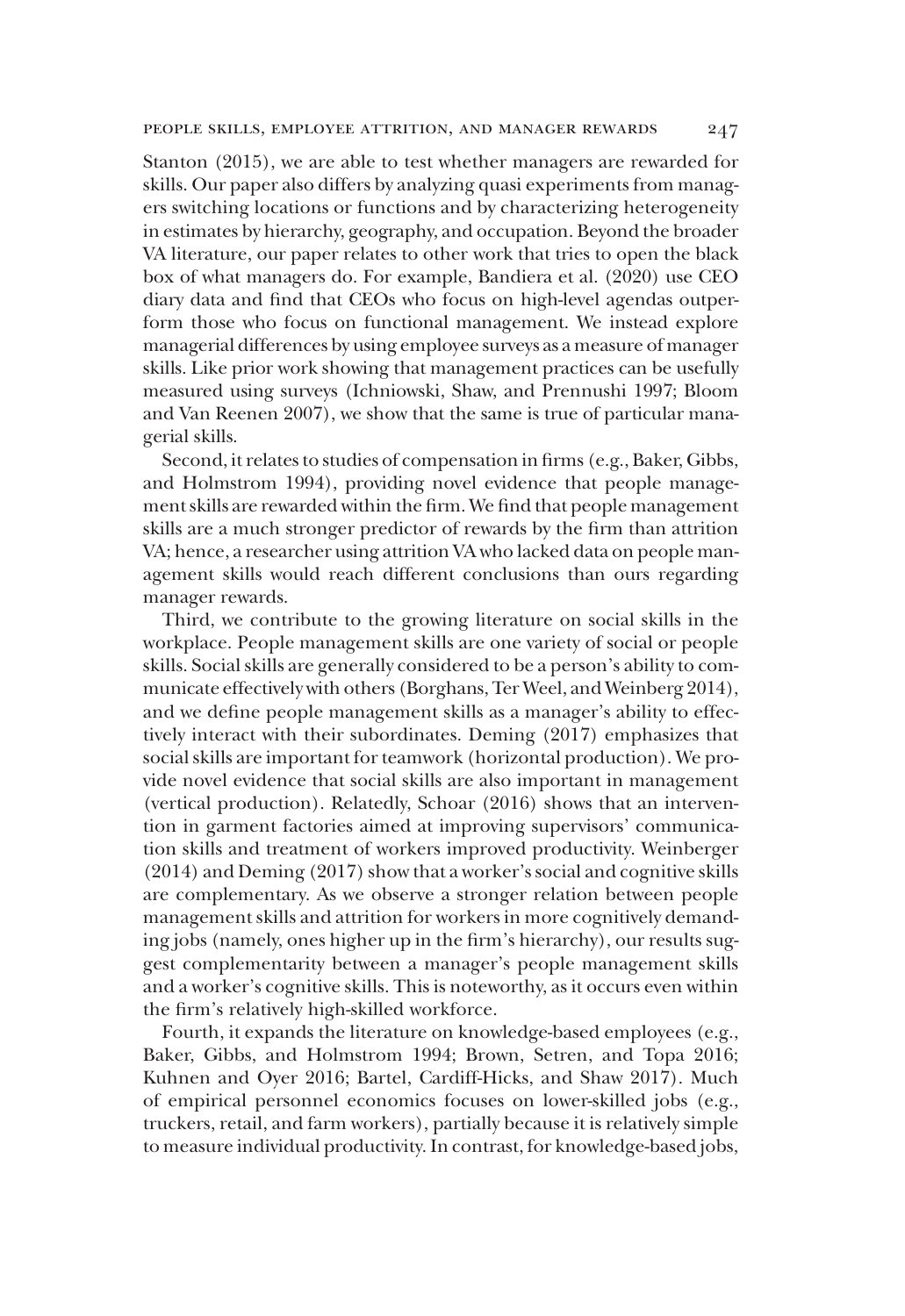Stanton (2015), we are able to test whether managers are rewarded for skills. Our paper also differs by analyzing quasi experiments from managers switching locations or functions and by characterizing heterogeneity in estimates by hierarchy, geography, and occupation. Beyond the broader VA literature, our paper relates to other work that tries to open the black box of what managers do. For example, Bandiera et al. (2020) use CEO diary data and find that CEOs who focus on high-level agendas outperform those who focus on functional management. We instead explore managerial differences by using employee surveys as a measure of manager skills. Like prior work showing that management practices can be usefully measured using surveys (Ichniowski, Shaw, and Prennushi 1997; Bloom and Van Reenen 2007), we show that the same is true of particular managerial skills.

Second, it relates to studies of compensation in firms (e.g., Baker, Gibbs, and Holmstrom 1994), providing novel evidence that people management skills are rewarded within the firm. We find that people management skills are a much stronger predictor of rewards by the firm than attrition VA; hence, a researcher using attrition VA who lacked data on people management skills would reach different conclusions than ours regarding manager rewards.

Third, we contribute to the growing literature on social skills in the workplace. People management skills are one variety of social or people skills. Social skills are generally considered to be a person's ability to communicate effectively with others (Borghans, Ter Weel, and Weinberg 2014), and we define people management skills as a manager's ability to effectively interact with their subordinates. Deming (2017) emphasizes that social skills are important for teamwork (horizontal production). We provide novel evidence that social skills are also important in management (vertical production). Relatedly, Schoar (2016) shows that an intervention in garment factories aimed at improving supervisors' communication skills and treatment of workers improved productivity. Weinberger (2014) and Deming (2017) show that a worker's social and cognitive skills are complementary. As we observe a stronger relation between people management skills and attrition for workers in more cognitively demanding jobs (namely, ones higher up in the firm's hierarchy), our results suggest complementarity between a manager's people management skills and a worker's cognitive skills. This is noteworthy, as it occurs even within the firm's relatively high-skilled workforce.

Fourth, it expands the literature on knowledge-based employees (e.g., Baker, Gibbs, and Holmstrom 1994; Brown, Setren, and Topa 2016; Kuhnen and Oyer 2016; Bartel, Cardiff-Hicks, and Shaw 2017). Much of empirical personnel economics focuses on lower-skilled jobs (e.g., truckers, retail, and farm workers), partially because it is relatively simple to measure individual productivity. In contrast, for knowledge-based jobs,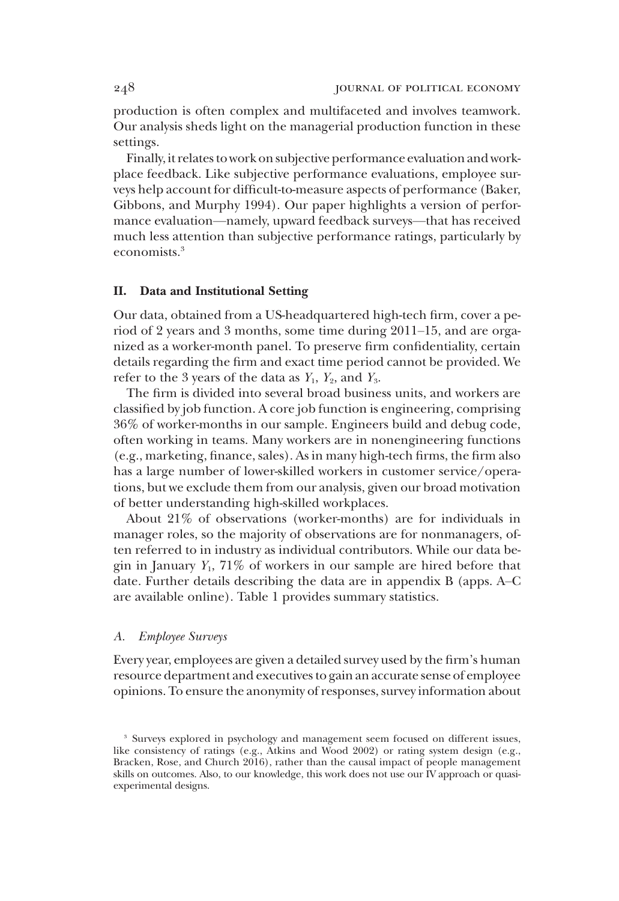production is often complex and multifaceted and involves teamwork. Our analysis sheds light on the managerial production function in these settings.

Finally, it relates to work on subjective performance evaluation and workplace feedback. Like subjective performance evaluations, employee surveys help account for difficult-to-measure aspects of performance (Baker, Gibbons, and Murphy 1994). Our paper highlights a version of performance evaluation—namely, upward feedback surveys—that has received much less attention than subjective performance ratings, particularly by economists.[3]

## II. Data and Institutional Setting

Our data, obtained from a US-headquartered high-tech firm, cover a period of 2 years and 3 months, some time during 2011–15, and are organized as a worker-month panel. To preserve firm confidentiality, certain details regarding the firm and exact time period cannot be provided. We refer to the 3 years of the data as $Y_1$, $Y_2$, and $Y_3$.

The firm is divided into several broad business units, and workers are classified by job function. A core job function is engineering, comprising 36% of worker-months in our sample. Engineers build and debug code, often working in teams. Many workers are in nonengineering functions (e.g., marketing, finance, sales). As in many high-tech firms, the firm also has a large number of lower-skilled workers in customer service/operations, but we exclude them from our analysis, given our broad motivation of better understanding high-skilled workplaces.

About 21% of observations (worker-months) are for individuals in manager roles, so the majority of observations are for nonmanagers, often referred to in industry as individual contributors. While our data begin in January $Y_1$, 71% of workers in our sample are hired before that date. Further details describing the data are in appendix B (apps. A–C are available online). Table 1 provides summary statistics.

### *A. Employee Surveys*

Every year, employees are given a detailed survey used by the firm's human resource department and executives to gain an accurate sense of employee opinions. To ensure the anonymity of responses, survey information about

[3] Surveys explored in psychology and management seem focused on different issues, like consistency of ratings (e.g., Atkins and Wood 2002) or rating system design (e.g., Bracken, Rose, and Church 2016), rather than the causal impact of people management skills on outcomes. Also, to our knowledge, this work does not use our IV approach or quasi-experimental designs.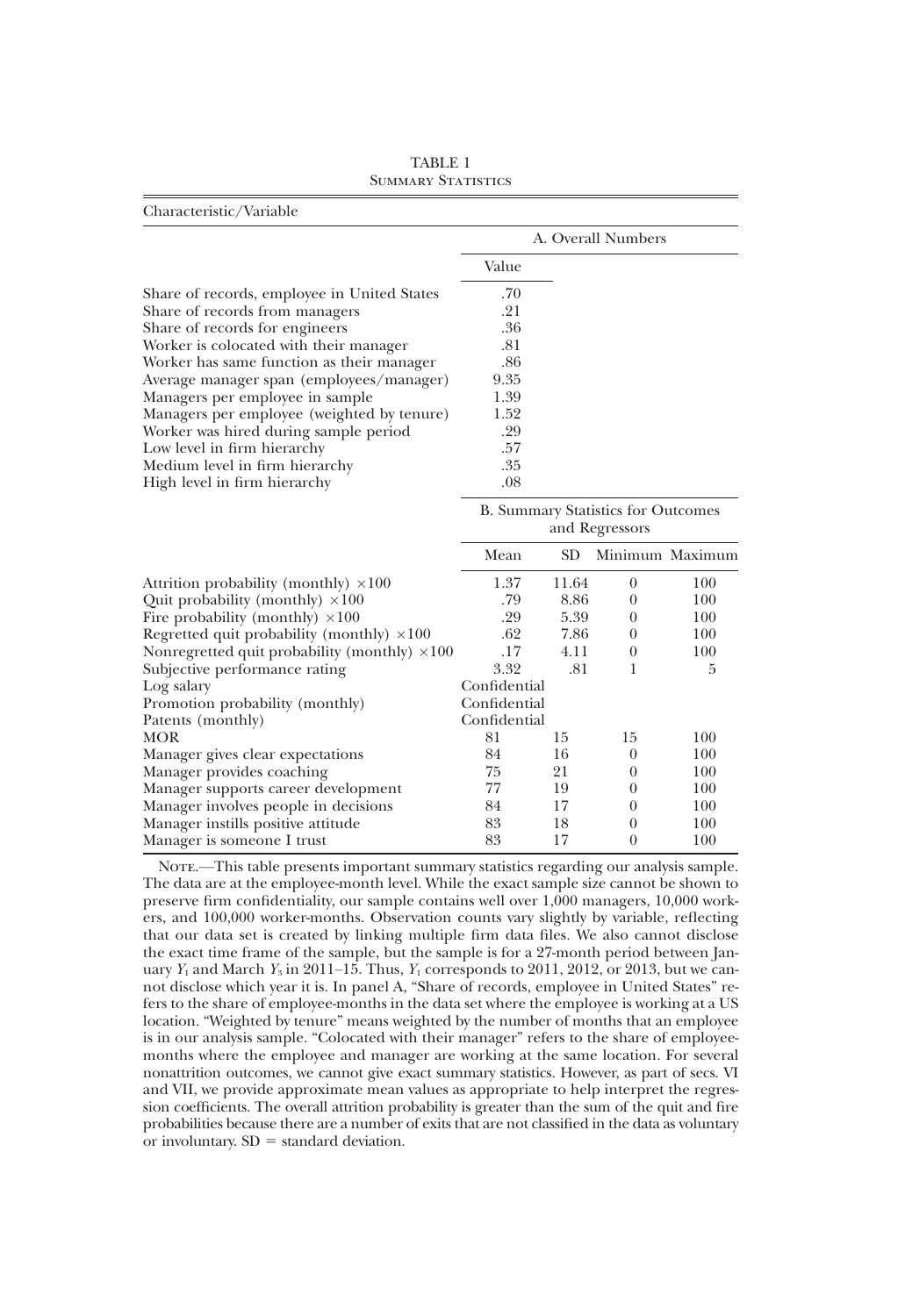TABLE 1
SUMMARY STATISTICS

| Characteristic/Variable | A. Overall Numbers | | | |
|---|---|---|---|---|
| | Value | | | |
| Share of records, employee in United States | .70 | | | |
| Share of records from managers | .21 | | | |
| Share of records for engineers | .36 | | | |
| Worker is colocated with their manager | .81 | | | |
| Worker has same function as their manager | .86 | | | |
| Average manager span (employees/manager) | 9.35 | | | |
| Managers per employee in sample | 1.39 | | | |
| Managers per employee (weighted by tenure) | 1.52 | | | |
| Worker was hired during sample period | .29 | | | |
| Low level in firm hierarchy | .57 | | | |
| Medium level in firm hierarchy | .35 | | | |
| High level in firm hierarchy | .08 | | | |
| | B. Summary Statistics for Outcomes and Regressors | | | |
| | Mean | SD | Minimum | Maximum |
| Attrition probability (monthly) $\times 100$ | 1.37 | 11.64 | 0 | 100 |
| Quit probability (monthly) $\times 100$ | .79 | 8.86 | 0 | 100 |
| Fire probability (monthly) $\times 100$ | .29 | 5.39 | 0 | 100 |
| Regretted quit probability (monthly) $\times 100$ | .62 | 7.86 | 0 | 100 |
| Nonregretted quit probability (monthly) $\times 100$ | .17 | 4.11 | 0 | 100 |
| Subjective performance rating | 3.32 | .81 | 1 | 5 |
| Log salary | Confidential | | | |
| Promotion probability (monthly) | Confidential | | | |
| Patents (monthly) | Confidential | | | |
| MOR | 81 | 15 | 15 | 100 |
| Manager gives clear expectations | 84 | 16 | 0 | 100 |
| Manager provides coaching | 75 | 21 | 0 | 100 |
| Manager supports career development | 77 | 19 | 0 | 100 |
| Manager involves people in decisions | 84 | 17 | 0 | 100 |
| Manager instills positive attitude | 83 | 18 | 0 | 100 |
| Manager is someone I trust | 83 | 17 | 0 | 100 |

NOTE.—This table presents important summary statistics regarding our analysis sample. The data are at the employee-month level. While the exact sample size cannot be shown to preserve firm confidentiality, our sample contains well over 1,000 managers, 10,000 workers, and 100,000 worker-months. Observation counts vary slightly by variable, reflecting that our data set is created by linking multiple firm data files. We also cannot disclose the exact time frame of the sample, but the sample is for a 27-month period between January $Y_1$ and March $Y_3$ in 2011–15. Thus, $Y_1$ corresponds to 2011, 2012, or 2013, but we cannot disclose which year it is. In panel A, "Share of records, employee in United States" refers to the share of employee-months in the data set where the employee is working at a US location. "Weighted by tenure" means weighted by the number of months that an employee is in our analysis sample. "Colocated with their manager" refers to the share of employee-months where the employee and manager are working at the same location. For several nonattrition outcomes, we cannot give exact summary statistics. However, as part of secs. VI and VII, we provide approximate mean values as appropriate to help interpret the regression coefficients. The overall attrition probability is greater than the sum of the quit and fire probabilities because there are a number of exits that are not classified in the data as voluntary or involuntary. SD = standard deviation.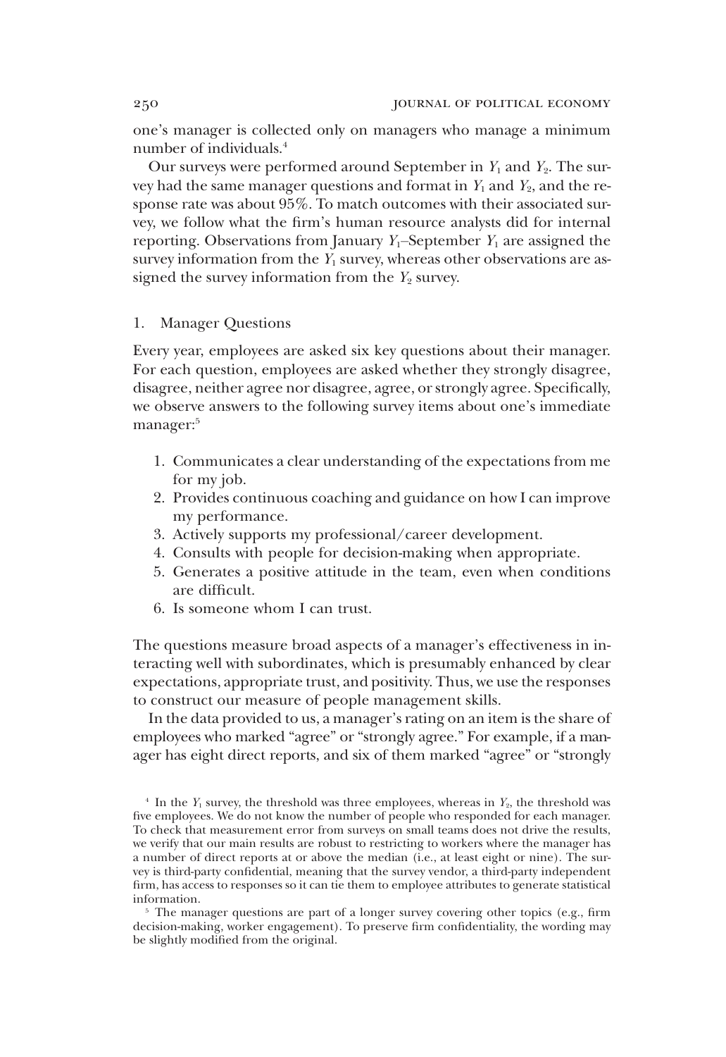one's manager is collected only on managers who manage a minimum number of individuals.[4]

Our surveys were performed around September in $Y_1$ and $Y_2$. The survey had the same manager questions and format in $Y_1$ and $Y_2$, and the response rate was about 95%. To match outcomes with their associated survey, we follow what the firm's human resource analysts did for internal reporting. Observations from January $Y_1$–September $Y_1$ are assigned the survey information from the $Y_1$ survey, whereas other observations are assigned the survey information from the $Y_2$ survey.

### 1. Manager Questions

Every year, employees are asked six key questions about their manager. For each question, employees are asked whether they strongly disagree, disagree, neither agree nor disagree, agree, or strongly agree. Specifically, we observe answers to the following survey items about one's immediate manager:[5]

1. Communicates a clear understanding of the expectations from me for my job.
2. Provides continuous coaching and guidance on how I can improve my performance.
3. Actively supports my professional/career development.
4. Consults with people for decision-making when appropriate.
5. Generates a positive attitude in the team, even when conditions are difficult.
6. Is someone whom I can trust.

The questions measure broad aspects of a manager's effectiveness in interacting well with subordinates, which is presumably enhanced by clear expectations, appropriate trust, and positivity. Thus, we use the responses to construct our measure of people management skills.

In the data provided to us, a manager's rating on an item is the share of employees who marked "agree" or "strongly agree." For example, if a manager has eight direct reports, and six of them marked "agree" or "strongly

[4] In the $Y_1$ survey, the threshold was three employees, whereas in $Y_2$, the threshold was five employees. We do not know the number of people who responded for each manager. To check that measurement error from surveys on small teams does not drive the results, we verify that our main results are robust to restricting to workers where the manager has a number of direct reports at or above the median (i.e., at least eight or nine). The survey is third-party confidential, meaning that the survey vendor, a third-party independent firm, has access to responses so it can tie them to employee attributes to generate statistical information.

[5] The manager questions are part of a longer survey covering other topics (e.g., firm decision-making, worker engagement). To preserve firm confidentiality, the wording may be slightly modified from the original.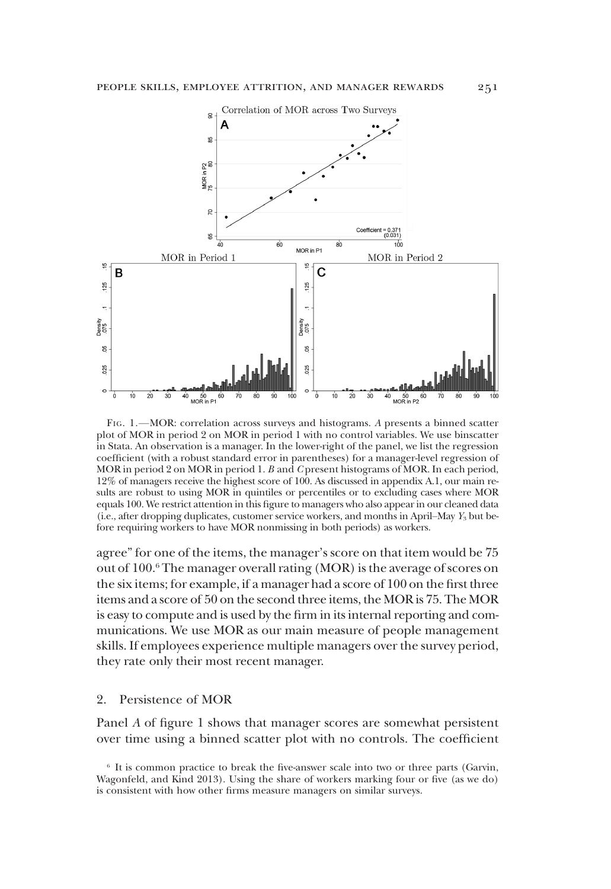FIG. 1.—MOR: correlation across surveys and histograms. *A* presents a binned scatter plot of MOR in period 2 on MOR in period 1 with no control variables. We use binscatter in Stata. An observation is a manager. In the lower-right of the panel, we list the regression coefficient (with a robust standard error in parentheses) for a manager-level regression of MOR in period 2 on MOR in period 1. *B* and *C* present histograms of MOR. In each period, 12% of managers receive the highest score of 100. As discussed in appendix A.1, our main results are robust to using MOR in quintiles or percentiles or to excluding cases where MOR equals 100. We restrict attention in this figure to managers who also appear in our cleaned data (i.e., after dropping duplicates, customer service workers, and months in April–May $Y_3$ but before requiring workers to have MOR nonmissing in both periods) as workers.

agree" for one of the items, the manager's score on that item would be 75 out of 100.[6] The manager overall rating (MOR) is the average of scores on the six items; for example, if a manager had a score of 100 on the first three items and a score of 50 on the second three items, the MOR is 75. The MOR is easy to compute and is used by the firm in its internal reporting and communications. We use MOR as our main measure of people management skills. If employees experience multiple managers over the survey period, they rate only their most recent manager.

## 2. Persistence of MOR

Panel *A* of figure 1 shows that manager scores are somewhat persistent over time using a binned scatter plot with no controls. The coefficient

[6] It is common practice to break the five-answer scale into two or three parts (Garvin, Wagonfeld, and Kind 2013). Using the share of workers marking four or five (as we do) is consistent with how other firms measure managers on similar surveys.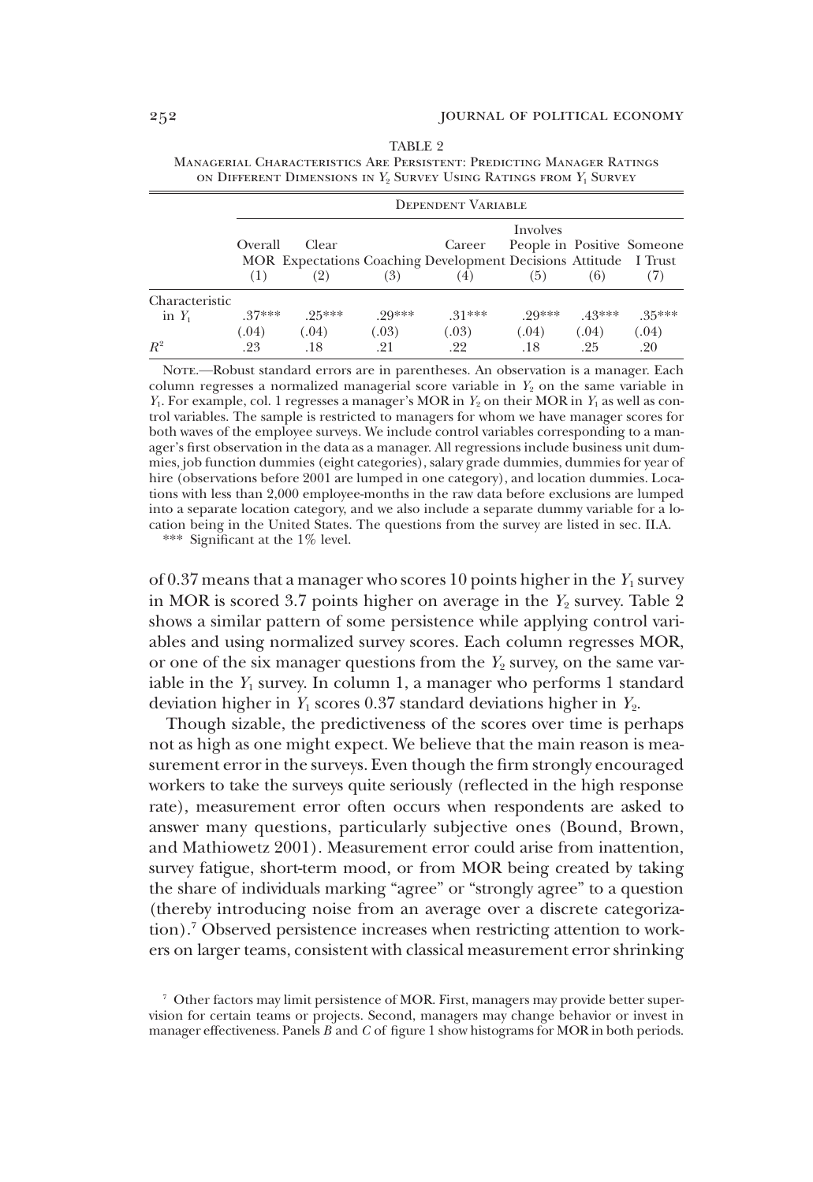TABLE 2

Managerial Characteristics Are Persistent: Predicting Manager Ratings on Different Dimensions in $Y_2$ Survey Using Ratings from $Y_1$ Survey

| | Dependent Variable | | | | | | |
|---|---|---|---|---|---|---|---|
| | Overall MOR (1) | Clear Expectations (2) | Coaching (3) | Career Development (4) | Involves People in Decisions (5) | Positive Attitude (6) | Someone I Trust (7) |
| Characteristic in $Y_1$ | .37*** | .25*** | .29*** | .31*** | .29*** | .43*** | .35*** |
| | (.04) | (.04) | (.03) | (.03) | (.04) | (.04) | (.04) |
| $R^2$ | .23 | .18 | .21 | .22 | .18 | .25 | .20 |

Note.—Robust standard errors are in parentheses. An observation is a manager. Each column regresses a normalized managerial score variable in $Y_2$ on the same variable in $Y_1$. For example, col. 1 regresses a manager's MOR in $Y_2$ on their MOR in $Y_1$ as well as control variables. The sample is restricted to managers for whom we have manager scores for both waves of the employee surveys. We include control variables corresponding to a manager's first observation in the data as a manager. All regressions include business unit dummies, job function dummies (eight categories), salary grade dummies, dummies for year of hire (observations before 2001 are lumped in one category), and location dummies. Locations with less than 2,000 employee-months in the raw data before exclusions are lumped into a separate location category, and we also include a separate dummy variable for a location being in the United States. The questions from the survey are listed in sec. II.A.

*** Significant at the 1% level.

of 0.37 means that a manager who scores 10 points higher in the $Y_1$ survey in MOR is scored 3.7 points higher on average in the $Y_2$ survey. Table 2 shows a similar pattern of some persistence while applying control variables and using normalized survey scores. Each column regresses MOR, or one of the six manager questions from the $Y_2$ survey, on the same variable in the $Y_1$ survey. In column 1, a manager who performs 1 standard deviation higher in $Y_1$ scores 0.37 standard deviations higher in $Y_2$.

Though sizable, the predictiveness of the scores over time is perhaps not as high as one might expect. We believe that the main reason is measurement error in the surveys. Even though the firm strongly encouraged workers to take the surveys quite seriously (reflected in the high response rate), measurement error often occurs when respondents are asked to answer many questions, particularly subjective ones (Bound, Brown, and Mathiowetz 2001). Measurement error could arise from inattention, survey fatigue, short-term mood, or from MOR being created by taking the share of individuals marking "agree" or "strongly agree" to a question (thereby introducing noise from an average over a discrete categorization).[7] Observed persistence increases when restricting attention to workers on larger teams, consistent with classical measurement error shrinking

[7] Other factors may limit persistence of MOR. First, managers may provide better supervision for certain teams or projects. Second, managers may change behavior or invest in manager effectiveness. Panels *B* and *C* of figure 1 show histograms for MOR in both periods.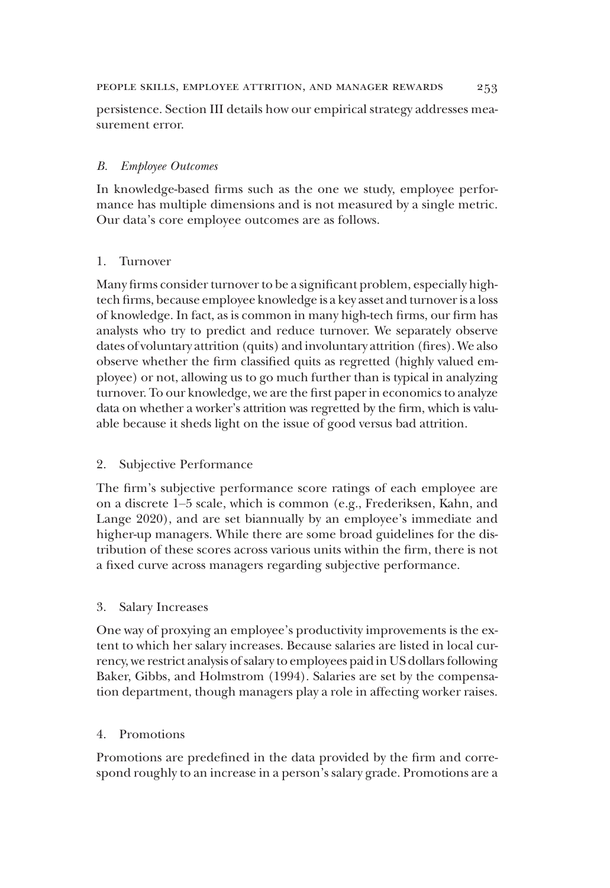persistence. Section III details how our empirical strategy addresses measurement error.

### *B. Employee Outcomes*

In knowledge-based firms such as the one we study, employee performance has multiple dimensions and is not measured by a single metric. Our data's core employee outcomes are as follows.

#### 1. Turnover

Many firms consider turnover to be a significant problem, especially high-tech firms, because employee knowledge is a key asset and turnover is a loss of knowledge. In fact, as is common in many high-tech firms, our firm has analysts who try to predict and reduce turnover. We separately observe dates of voluntary attrition (quits) and involuntary attrition (fires). We also observe whether the firm classified quits as regretted (highly valued employee) or not, allowing us to go much further than is typical in analyzing turnover. To our knowledge, we are the first paper in economics to analyze data on whether a worker's attrition was regretted by the firm, which is valuable because it sheds light on the issue of good versus bad attrition.

#### 2. Subjective Performance

The firm's subjective performance score ratings of each employee are on a discrete 1–5 scale, which is common (e.g., Frederiksen, Kahn, and Lange 2020), and are set biannually by an employee's immediate and higher-up managers. While there are some broad guidelines for the distribution of these scores across various units within the firm, there is not a fixed curve across managers regarding subjective performance.

#### 3. Salary Increases

One way of proxying an employee's productivity improvements is the extent to which her salary increases. Because salaries are listed in local currency, we restrict analysis of salary to employees paid in US dollars following Baker, Gibbs, and Holmstrom (1994). Salaries are set by the compensation department, though managers play a role in affecting worker raises.

#### 4. Promotions

Promotions are predefined in the data provided by the firm and correspond roughly to an increase in a person's salary grade. Promotions are a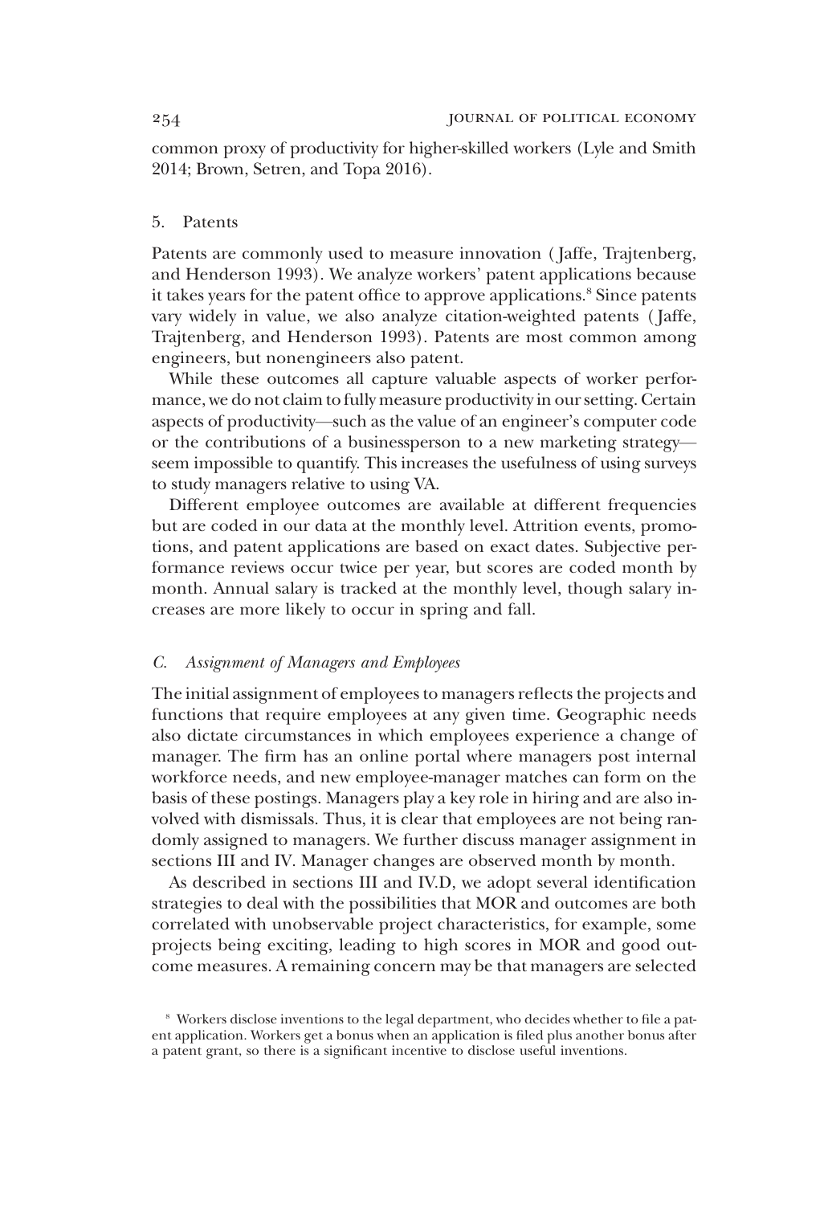common proxy of productivity for higher-skilled workers (Lyle and Smith 2014; Brown, Setren, and Topa 2016).

### 5. Patents

Patents are commonly used to measure innovation (Jaffe, Trajtenberg, and Henderson 1993). We analyze workers' patent applications because it takes years for the patent office to approve applications.[8] Since patents vary widely in value, we also analyze citation-weighted patents (Jaffe, Trajtenberg, and Henderson 1993). Patents are most common among engineers, but nonengineers also patent.

While these outcomes all capture valuable aspects of worker performance, we do not claim to fully measure productivity in our setting. Certain aspects of productivity—such as the value of an engineer's computer code or the contributions of a businessperson to a new marketing strategy—seem impossible to quantify. This increases the usefulness of using surveys to study managers relative to using VA.

Different employee outcomes are available at different frequencies but are coded in our data at the monthly level. Attrition events, promotions, and patent applications are based on exact dates. Subjective performance reviews occur twice per year, but scores are coded month by month. Annual salary is tracked at the monthly level, though salary increases are more likely to occur in spring and fall.

## *C. Assignment of Managers and Employees*

The initial assignment of employees to managers reflects the projects and functions that require employees at any given time. Geographic needs also dictate circumstances in which employees experience a change of manager. The firm has an online portal where managers post internal workforce needs, and new employee-manager matches can form on the basis of these postings. Managers play a key role in hiring and are also involved with dismissals. Thus, it is clear that employees are not being randomly assigned to managers. We further discuss manager assignment in sections III and IV. Manager changes are observed month by month.

As described in sections III and IV.D, we adopt several identification strategies to deal with the possibilities that MOR and outcomes are both correlated with unobservable project characteristics, for example, some projects being exciting, leading to high scores in MOR and good outcome measures. A remaining concern may be that managers are selected

[8] Workers disclose inventions to the legal department, who decides whether to file a patent application. Workers get a bonus when an application is filed plus another bonus after a patent grant, so there is a significant incentive to disclose useful inventions.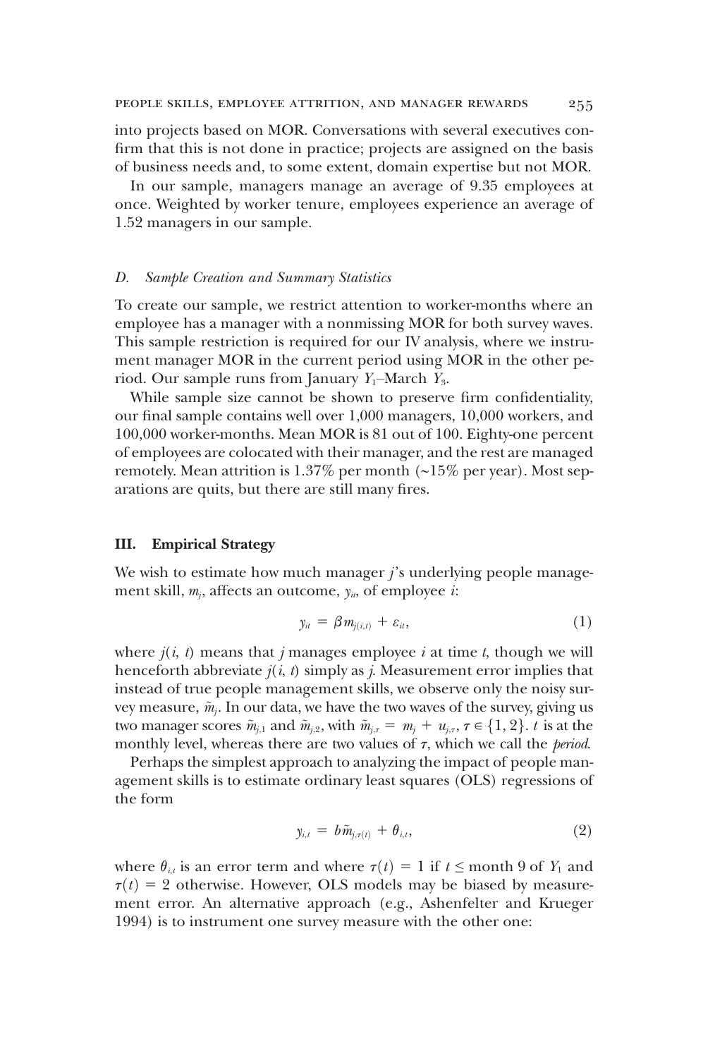into projects based on MOR. Conversations with several executives confirm that this is not done in practice; projects are assigned on the basis of business needs and, to some extent, domain expertise but not MOR.

In our sample, managers manage an average of 9.35 employees at once. Weighted by worker tenure, employees experience an average of 1.52 managers in our sample.

### D. *Sample Creation and Summary Statistics*

To create our sample, we restrict attention to worker-months where an employee has a manager with a nonmissing MOR for both survey waves. This sample restriction is required for our IV analysis, where we instrument manager MOR in the current period using MOR in the other period. Our sample runs from January $Y_1$–March $Y_3$.

While sample size cannot be shown to preserve firm confidentiality, our final sample contains well over 1,000 managers, 10,000 workers, and 100,000 worker-months. Mean MOR is 81 out of 100. Eighty-one percent of employees are colocated with their manager, and the rest are managed remotely. Mean attrition is 1.37% per month (~15% per year). Most separations are quits, but there are still many fires.

## III. Empirical Strategy

We wish to estimate how much manager $j$'s underlying people management skill, $m_j$, affects an outcome, $y_{it}$, of employee $i$:

$$y_{it} = \beta m_{j(i,t)} + \varepsilon_{it}, \tag{1}$$

where $j(i, t)$ means that $j$ manages employee $i$ at time $t$, though we will henceforth abbreviate $j(i, t)$ simply as $j$. Measurement error implies that instead of true people management skills, we observe only the noisy survey measure, $\tilde{m}_j$. In our data, we have the two waves of the survey, giving us two manager scores $\tilde{m}_{j,1}$ and $\tilde{m}_{j,2}$, with $\tilde{m}_{j,\tau} = m_j + u_{j,\tau}$, $\tau \in \{1, 2\}$. $t$ is at the monthly level, whereas there are two values of $\tau$, which we call the *period*.

Perhaps the simplest approach to analyzing the impact of people management skills is to estimate ordinary least squares (OLS) regressions of the form

$$y_{i,t} = b\tilde{m}_{j,\tau(t)} + \theta_{i,t}, \tag{2}$$

where $\theta_{i,t}$ is an error term and where $\tau(t) = 1$ if $t \leq$ month 9 of $Y_1$ and $\tau(t) = 2$ otherwise. However, OLS models may be biased by measurement error. An alternative approach (e.g., Ashenfelter and Krueger 1994) is to instrument one survey measure with the other one: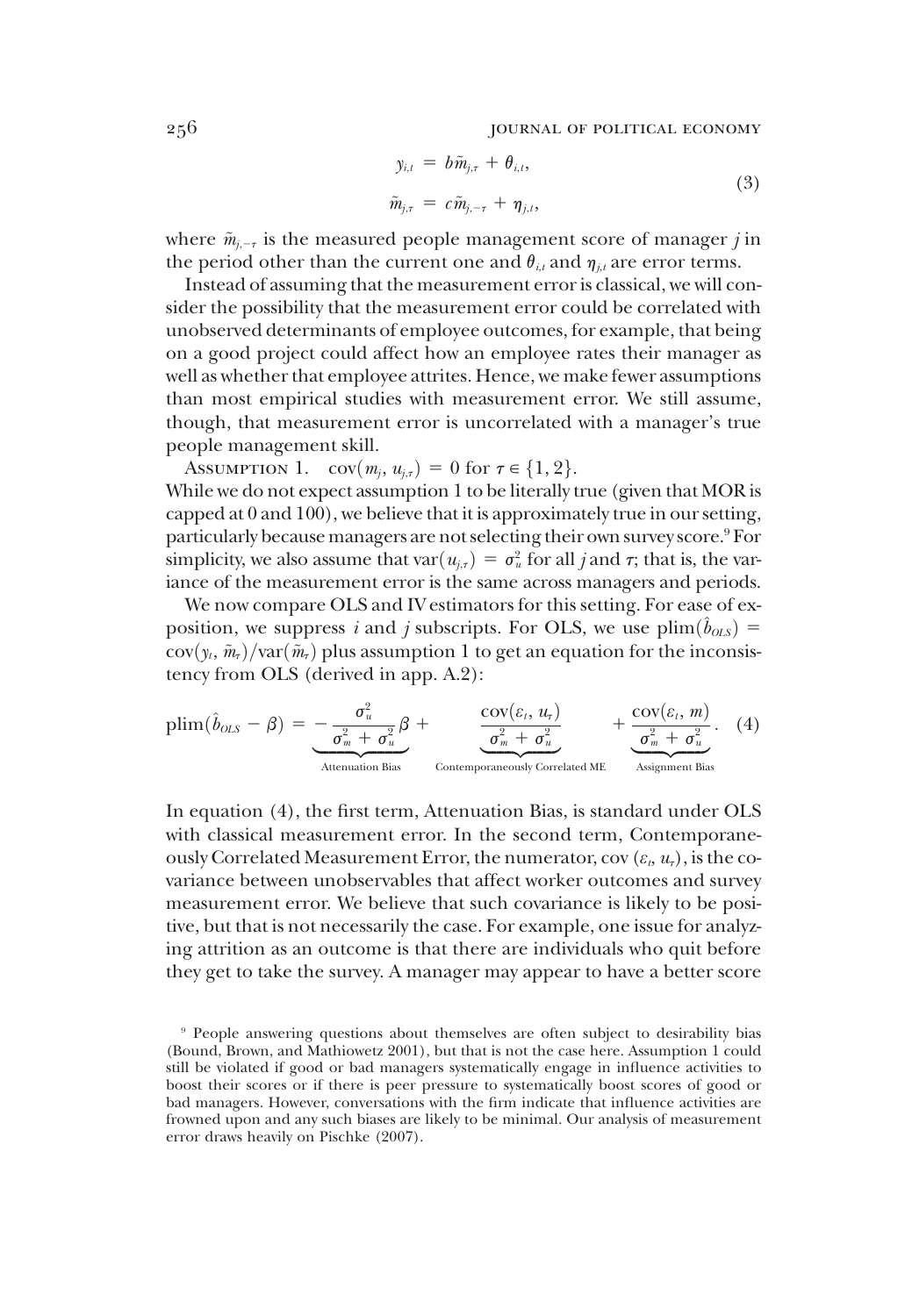$$
\begin{aligned}
y_{i,t} &= b\tilde{m}_{j,\tau} + \theta_{i,t}, \\
\tilde{m}_{j,\tau} &= c\tilde{m}_{j,-\tau} + \eta_{j,t},
\end{aligned}
\tag{3}
$$

where $\tilde{m}_{j,-\tau}$ is the measured people management score of manager $j$ in the period other than the current one and $\theta_{i,t}$ and $\eta_{j,t}$ are error terms.

Instead of assuming that the measurement error is classical, we will consider the possibility that the measurement error could be correlated with unobserved determinants of employee outcomes, for example, that being on a good project could affect how an employee rates their manager as well as whether that employee attrites. Hence, we make fewer assumptions than most empirical studies with measurement error. We still assume, though, that measurement error is uncorrelated with a manager's true people management skill.

Assumption 1. $\text{cov}(m_j, u_{j,\tau}) = 0$ for $\tau \in \{1, 2\}$.

While we do not expect assumption 1 to be literally true (given that MOR is capped at 0 and 100), we believe that it is approximately true in our setting, particularly because managers are not selecting their own survey score.[9] For simplicity, we also assume that $\text{var}(u_{j,\tau}) = \sigma_u^2$ for all $j$ and $\tau$; that is, the variance of the measurement error is the same across managers and periods.

We now compare OLS and IV estimators for this setting. For ease of exposition, we suppress $i$ and $j$ subscripts. For OLS, we use $\text{plim}(\hat{b}_{OLS}) = \text{cov}(y_t, \tilde{m}_\tau)/\text{var}(\tilde{m}_\tau)$ plus assumption 1 to get an equation for the inconsistency from OLS (derived in app. A.2):

$$
\text{plim}(\hat{b}_{OLS} - \beta) = \underbrace{-\frac{\sigma_u^2}{\sigma_m^2 + \sigma_u^2}\beta}_{\text{Attenuation Bias}} + \underbrace{\frac{\text{cov}(\varepsilon_t, u_\tau)}{\sigma_m^2 + \sigma_u^2}}_{\text{Contemporaneously Correlated ME}} + \underbrace{\frac{\text{cov}(\varepsilon_t, m)}{\sigma_m^2 + \sigma_u^2}}_{\text{Assignment Bias}}. \tag{4}
$$

In equation (4), the first term, Attenuation Bias, is standard under OLS with classical measurement error. In the second term, Contemporaneously Correlated Measurement Error, the numerator, $\text{cov}(\varepsilon_t, u_\tau)$, is the covariance between unobservables that affect worker outcomes and survey measurement error. We believe that such covariance is likely to be positive, but that is not necessarily the case. For example, one issue for analyzing attrition as an outcome is that there are individuals who quit before they get to take the survey. A manager may appear to have a better score

[9] People answering questions about themselves are often subject to desirability bias (Bound, Brown, and Mathiowetz 2001), but that is not the case here. Assumption 1 could still be violated if good or bad managers systematically engage in influence activities to boost their scores or if there is peer pressure to systematically boost scores of good or bad managers. However, conversations with the firm indicate that influence activities are frowned upon and any such biases are likely to be minimal. Our analysis of measurement error draws heavily on Pischke (2007).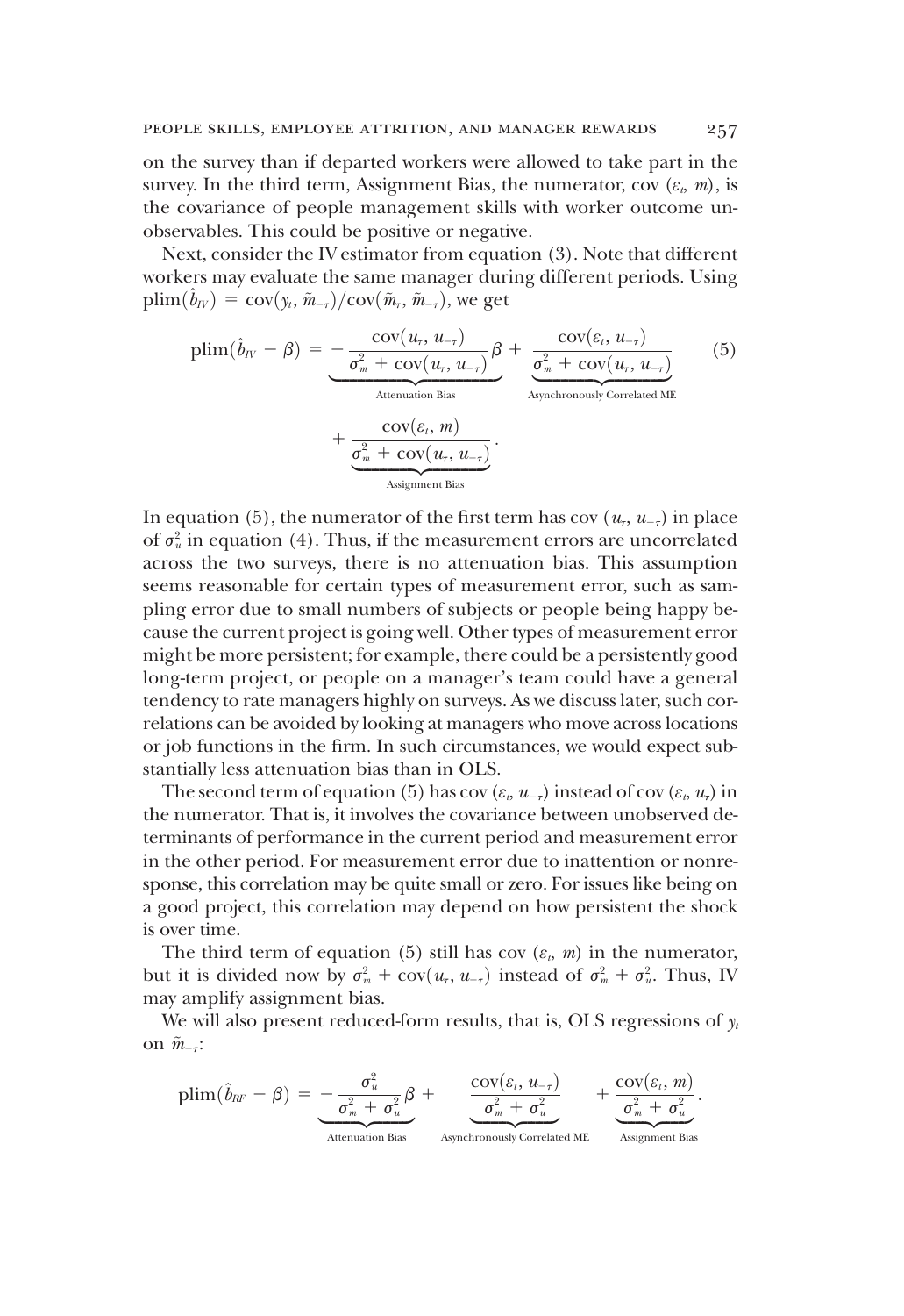on the survey than if departed workers were allowed to take part in the survey. In the third term, Assignment Bias, the numerator, cov $(\varepsilon_t, m)$, is the covariance of people management skills with worker outcome unobservables. This could be positive or negative.

Next, consider the IV estimator from equation (3). Note that different workers may evaluate the same manager during different periods. Using $\text{plim}(\hat{b}_{IV}) = \text{cov}(y_t, \tilde{m}_{-\tau})/\text{cov}(\tilde{m}_\tau, \tilde{m}_{-\tau})$, we get

$$\text{plim}(\hat{b}_{IV} - \beta) = \underbrace{-\frac{\text{cov}(u_\tau, u_{-\tau})}{\sigma_m^2 + \text{cov}(u_\tau, u_{-\tau})}\beta}_{\text{Attenuation Bias}} + \underbrace{\frac{\text{cov}(\varepsilon_t, u_{-\tau})}{\sigma_m^2 + \text{cov}(u_\tau, u_{-\tau})}}_{\text{Asynchronously Correlated ME}} + \underbrace{\frac{\text{cov}(\varepsilon_t, m)}{\sigma_m^2 + \text{cov}(u_\tau, u_{-\tau})}}_{\text{Assignment Bias}}. \tag{5}$$

In equation (5), the numerator of the first term has cov $(u_\tau, u_{-\tau})$ in place of $\sigma_u^2$ in equation (4). Thus, if the measurement errors are uncorrelated across the two surveys, there is no attenuation bias. This assumption seems reasonable for certain types of measurement error, such as sampling error due to small numbers of subjects or people being happy because the current project is going well. Other types of measurement error might be more persistent; for example, there could be a persistently good long-term project, or people on a manager's team could have a general tendency to rate managers highly on surveys. As we discuss later, such correlations can be avoided by looking at managers who move across locations or job functions in the firm. In such circumstances, we would expect substantially less attenuation bias than in OLS.

The second term of equation (5) has cov $(\varepsilon_t, u_{-\tau})$ instead of cov $(\varepsilon_t, u_\tau)$ in the numerator. That is, it involves the covariance between unobserved determinants of performance in the current period and measurement error in the other period. For measurement error due to inattention or nonresponse, this correlation may be quite small or zero. For issues like being on a good project, this correlation may depend on how persistent the shock is over time.

The third term of equation (5) still has cov $(\varepsilon_t, m)$ in the numerator, but it is divided now by $\sigma_m^2 + \text{cov}(u_\tau, u_{-\tau})$ instead of $\sigma_m^2 + \sigma_u^2$. Thus, IV may amplify assignment bias.

We will also present reduced-form results, that is, OLS regressions of $y_t$ on $\tilde{m}_{-\tau}$:

$$\text{plim}(\hat{b}_{RF} - \beta) = \underbrace{-\frac{\sigma_u^2}{\sigma_m^2 + \sigma_u^2}\beta}_{\text{Attenuation Bias}} + \underbrace{\frac{\text{cov}(\varepsilon_t, u_{-\tau})}{\sigma_m^2 + \sigma_u^2}}_{\text{Asynchronously Correlated ME}} + \underbrace{\frac{\text{cov}(\varepsilon_t, m)}{\sigma_m^2 + \sigma_u^2}}_{\text{Assignment Bias}}.$$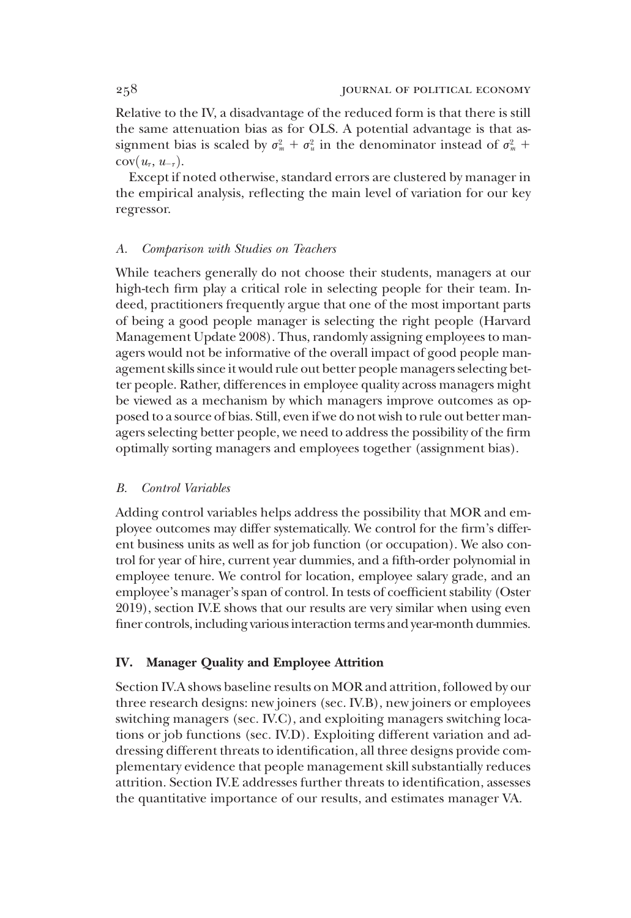Relative to the IV, a disadvantage of the reduced form is that there is still the same attenuation bias as for OLS. A potential advantage is that assignment bias is scaled by $\sigma_m^2 + \sigma_u^2$ in the denominator instead of $\sigma_m^2 + \text{cov}(u_\tau, u_{-\tau})$.

Except if noted otherwise, standard errors are clustered by manager in the empirical analysis, reflecting the main level of variation for our key regressor.

### A. *Comparison with Studies on Teachers*

While teachers generally do not choose their students, managers at our high-tech firm play a critical role in selecting people for their team. Indeed, practitioners frequently argue that one of the most important parts of being a good people manager is selecting the right people (Harvard Management Update 2008). Thus, randomly assigning employees to managers would not be informative of the overall impact of good people management skills since it would rule out better people managers selecting better people. Rather, differences in employee quality across managers might be viewed as a mechanism by which managers improve outcomes as opposed to a source of bias. Still, even if we do not wish to rule out better managers selecting better people, we need to address the possibility of the firm optimally sorting managers and employees together (assignment bias).

### B. *Control Variables*

Adding control variables helps address the possibility that MOR and employee outcomes may differ systematically. We control for the firm's different business units as well as for job function (or occupation). We also control for year of hire, current year dummies, and a fifth-order polynomial in employee tenure. We control for location, employee salary grade, and an employee's manager's span of control. In tests of coefficient stability (Oster 2019), section IV.E shows that our results are very similar when using even finer controls, including various interaction terms and year-month dummies.

## IV. Manager Quality and Employee Attrition

Section IV.A shows baseline results on MOR and attrition, followed by our three research designs: new joiners (sec. IV.B), new joiners or employees switching managers (sec. IV.C), and exploiting managers switching locations or job functions (sec. IV.D). Exploiting different variation and addressing different threats to identification, all three designs provide complementary evidence that people management skill substantially reduces attrition. Section IV.E addresses further threats to identification, assesses the quantitative importance of our results, and estimates manager VA.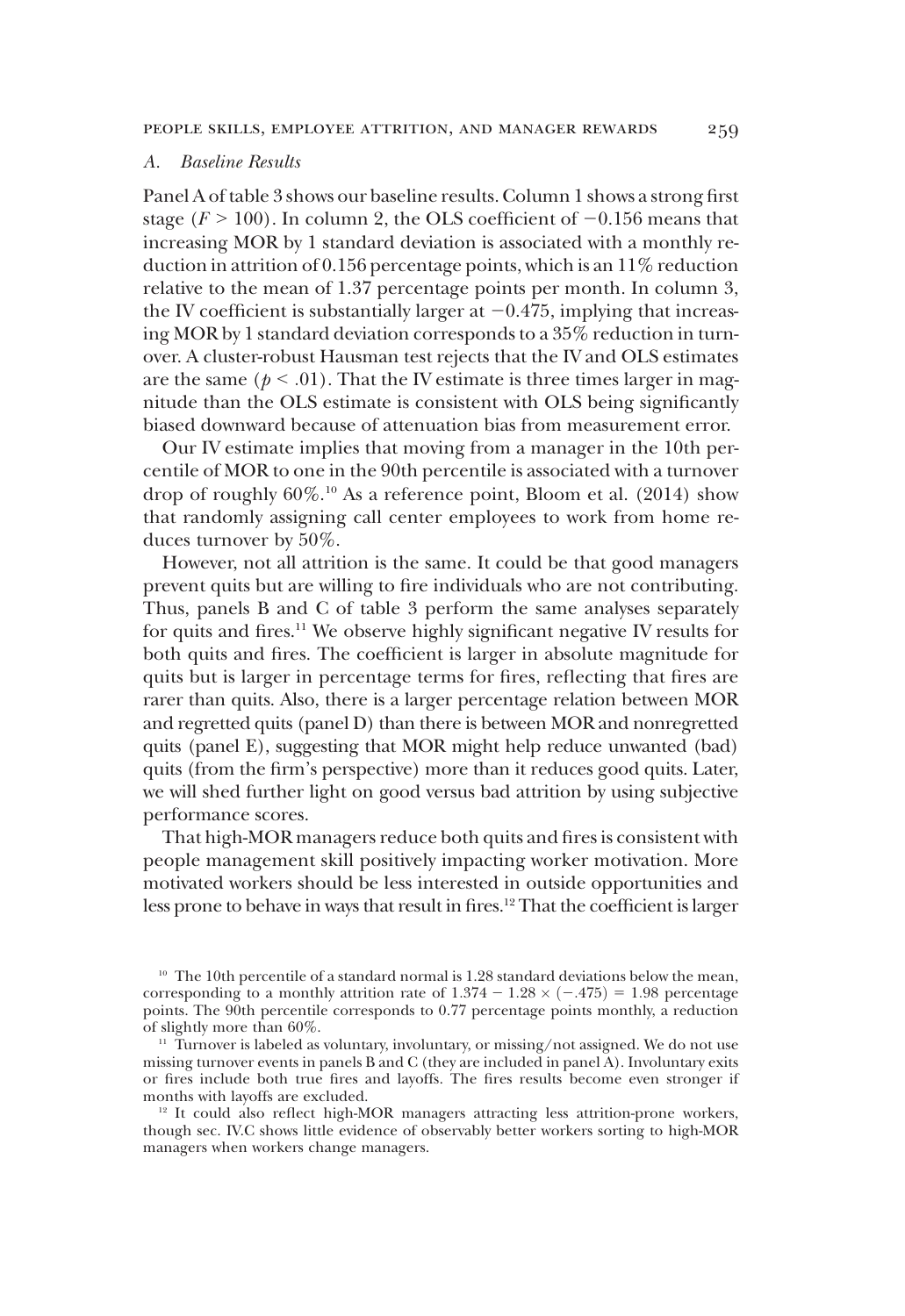### A. Baseline Results

Panel A of table 3 shows our baseline results. Column 1 shows a strong first stage ($F > 100$). In column 2, the OLS coefficient of $-0.156$ means that increasing MOR by 1 standard deviation is associated with a monthly reduction in attrition of 0.156 percentage points, which is an 11% reduction relative to the mean of 1.37 percentage points per month. In column 3, the IV coefficient is substantially larger at $-0.475$, implying that increasing MOR by 1 standard deviation corresponds to a 35% reduction in turnover. A cluster-robust Hausman test rejects that the IV and OLS estimates are the same ($p < .01$). That the IV estimate is three times larger in magnitude than the OLS estimate is consistent with OLS being significantly biased downward because of attenuation bias from measurement error.

Our IV estimate implies that moving from a manager in the 10th percentile of MOR to one in the 90th percentile is associated with a turnover drop of roughly 60%.[10] As a reference point, Bloom et al. (2014) show that randomly assigning call center employees to work from home reduces turnover by 50%.

However, not all attrition is the same. It could be that good managers prevent quits but are willing to fire individuals who are not contributing. Thus, panels B and C of table 3 perform the same analyses separately for quits and fires.[11] We observe highly significant negative IV results for both quits and fires. The coefficient is larger in absolute magnitude for quits but is larger in percentage terms for fires, reflecting that fires are rarer than quits. Also, there is a larger percentage relation between MOR and regretted quits (panel D) than there is between MOR and nonregretted quits (panel E), suggesting that MOR might help reduce unwanted (bad) quits (from the firm's perspective) more than it reduces good quits. Later, we will shed further light on good versus bad attrition by using subjective performance scores.

That high-MOR managers reduce both quits and fires is consistent with people management skill positively impacting worker motivation. More motivated workers should be less interested in outside opportunities and less prone to behave in ways that result in fires.[12] That the coefficient is larger

---

[10] The 10th percentile of a standard normal is 1.28 standard deviations below the mean, corresponding to a monthly attrition rate of $1.374 - 1.28 \times (-.475) = 1.98$ percentage points. The 90th percentile corresponds to 0.77 percentage points monthly, a reduction of slightly more than 60%.

[11] Turnover is labeled as voluntary, involuntary, or missing/not assigned. We do not use missing turnover events in panels B and C (they are included in panel A). Involuntary exits or fires include both true fires and layoffs. The fires results become even stronger if months with layoffs are excluded.

[12] It could also reflect high-MOR managers attracting less attrition-prone workers, though sec. IV.C shows little evidence of observably better workers sorting to high-MOR managers when workers change managers.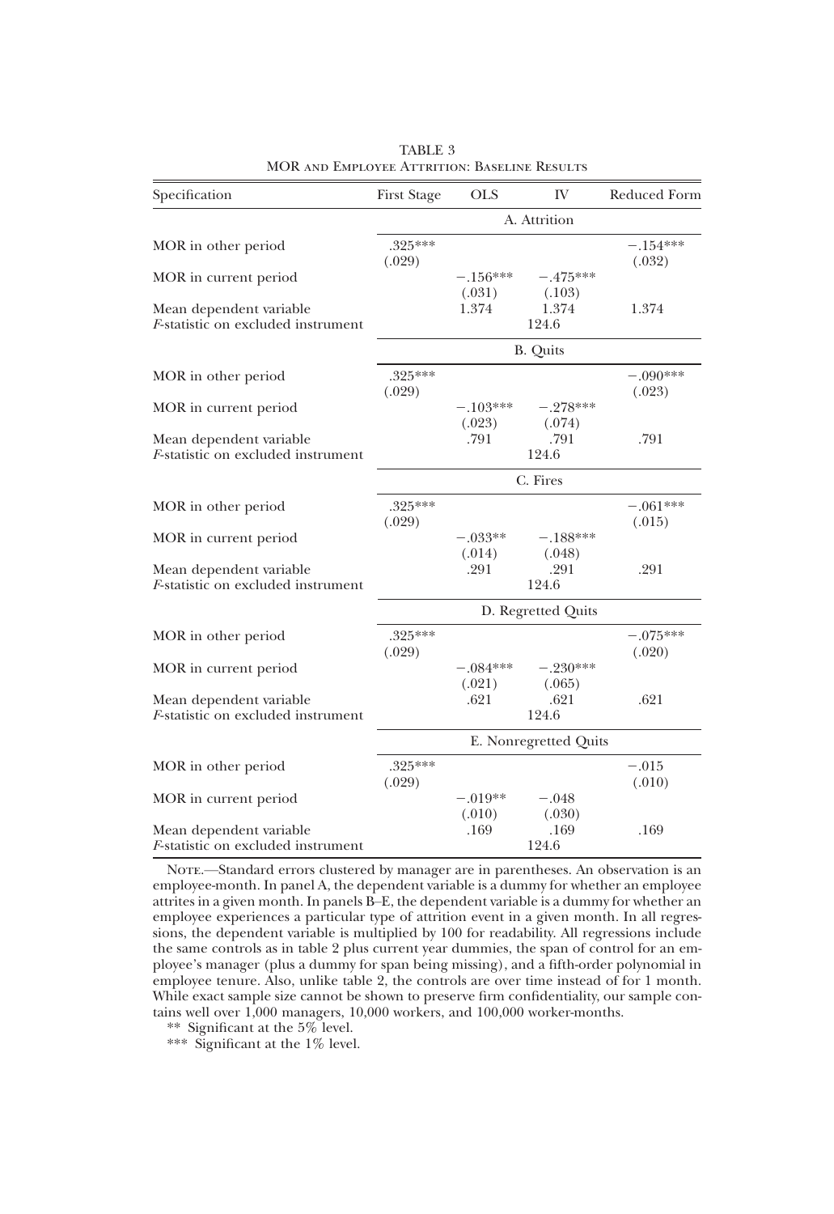TABLE 3

MOR and Employee Attrition: Baseline Results

| Specification | First Stage | OLS | IV | Reduced Form |
|---|---|---|---|---|
| | A. Attrition | | | |
| MOR in other period | .325*** (.029) | | | −.154*** (.032) |
| MOR in current period | | −.156*** (.031) | −.475*** (.103) | |
| Mean dependent variable | | 1.374 | 1.374 | 1.374 |
| $F$-statistic on excluded instrument | | | 124.6 | |
| | B. Quits | | | |
| MOR in other period | .325*** (.029) | | | −.090*** (.023) |
| MOR in current period | | −.103*** (.023) | −.278*** (.074) | |
| Mean dependent variable | | .791 | .791 | .791 |
| $F$-statistic on excluded instrument | | | 124.6 | |
| | C. Fires | | | |
| MOR in other period | .325*** (.029) | | | −.061*** (.015) |
| MOR in current period | | −.033** (.014) | −.188*** (.048) | |
| Mean dependent variable | | .291 | .291 | .291 |
| $F$-statistic on excluded instrument | | | 124.6 | |
| | D. Regretted Quits | | | |
| MOR in other period | .325*** (.029) | | | −.075*** (.020) |
| MOR in current period | | −.084*** (.021) | −.230*** (.065) | |
| Mean dependent variable | | .621 | .621 | .621 |
| $F$-statistic on excluded instrument | | | 124.6 | |
| | E. Nonregretted Quits | | | |
| MOR in other period | .325*** (.029) | | | −.015 (.010) |
| MOR in current period | | −.019** (.010) | −.048 (.030) | |
| Mean dependent variable | | .169 | .169 | .169 |
| $F$-statistic on excluded instrument | | | 124.6 | |

Note.—Standard errors clustered by manager are in parentheses. An observation is an employee-month. In panel A, the dependent variable is a dummy for whether an employee attrites in a given month. In panels B–E, the dependent variable is a dummy for whether an employee experiences a particular type of attrition event in a given month. In all regressions, the dependent variable is multiplied by 100 for readability. All regressions include the same controls as in table 2 plus current year dummies, the span of control for an employee's manager (plus a dummy for span being missing), and a fifth-order polynomial in employee tenure. Also, unlike table 2, the controls are over time instead of for 1 month. While exact sample size cannot be shown to preserve firm confidentiality, our sample contains well over 1,000 managers, 10,000 workers, and 100,000 worker-months.

** Significant at the 5% level.

*** Significant at the 1% level.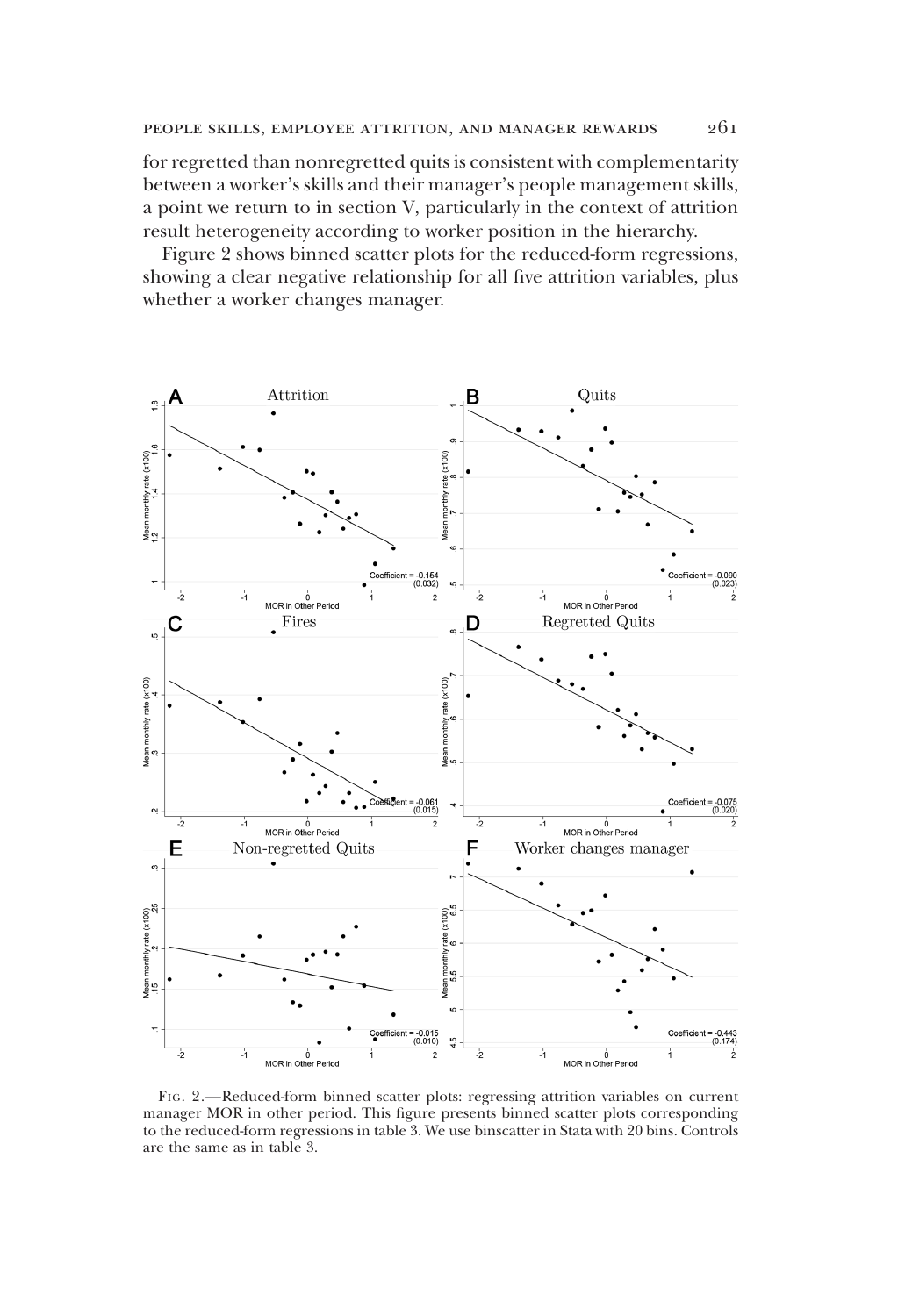for regretted than nonregretted quits is consistent with complementarity between a worker's skills and their manager's people management skills, a point we return to in section V, particularly in the context of attrition result heterogeneity according to worker position in the hierarchy.

Figure 2 shows binned scatter plots for the reduced-form regressions, showing a clear negative relationship for all five attrition variables, plus whether a worker changes manager.

Fig. 2.—Reduced-form binned scatter plots: regressing attrition variables on current manager MOR in other period. This figure presents binned scatter plots corresponding to the reduced-form regressions in table 3. We use binscatter in Stata with 20 bins. Controls are the same as in table 3.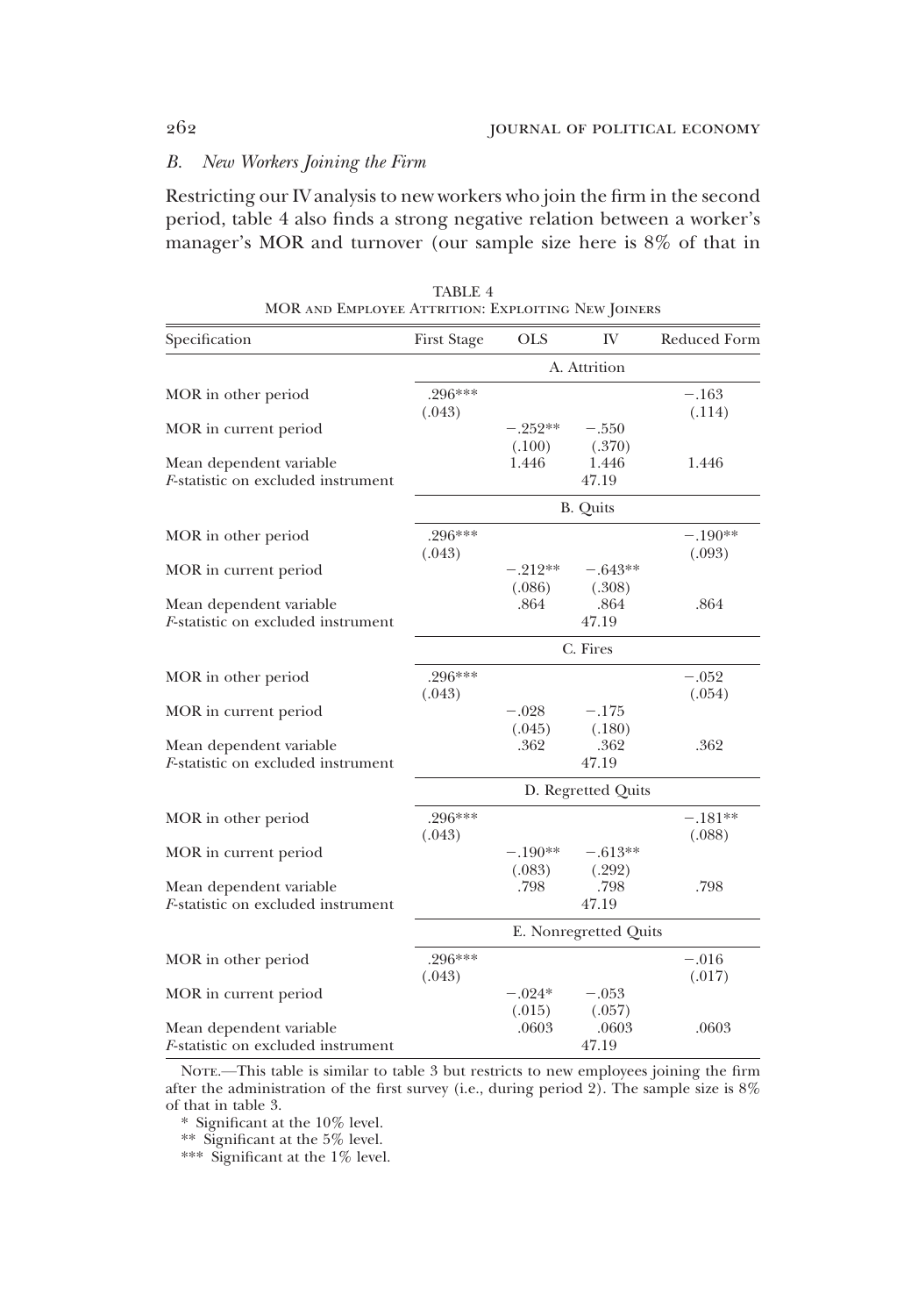### B. New Workers Joining the Firm

Restricting our IV analysis to new workers who join the firm in the second period, table 4 also finds a strong negative relation between a worker's manager's MOR and turnover (our sample size here is 8% of that in

TABLE 4
MOR and Employee Attrition: Exploiting New Joiners

| Specification | First Stage | OLS | IV | Reduced Form |
|---|---|---|---|---|
| | | A. Attrition | | |
| MOR in other period | .296*** (.043) | | | −.163 (.114) |
| MOR in current period | | −.252** (.100) | −.550 (.370) | |
| Mean dependent variable | | 1.446 | 1.446 | 1.446 |
| $F$-statistic on excluded instrument | | | 47.19 | |
| | | B. Quits | | |
| MOR in other period | .296*** (.043) | | | −.190** (.093) |
| MOR in current period | | −.212** (.086) | −.643** (.308) | |
| Mean dependent variable | | .864 | .864 | .864 |
| $F$-statistic on excluded instrument | | | 47.19 | |
| | | C. Fires | | |
| MOR in other period | .296*** (.043) | | | −.052 (.054) |
| MOR in current period | | −.028 (.045) | −.175 (.180) | |
| Mean dependent variable | | .362 | .362 | .362 |
| $F$-statistic on excluded instrument | | | 47.19 | |
| | | D. Regretted Quits | | |
| MOR in other period | .296*** (.043) | | | −.181** (.088) |
| MOR in current period | | −.190** (.083) | −.613** (.292) | |
| Mean dependent variable | | .798 | .798 | .798 |
| $F$-statistic on excluded instrument | | | 47.19 | |
| | | E. Nonregretted Quits | | |
| MOR in other period | .296*** (.043) | | | −.016 (.017) |
| MOR in current period | | −.024* (.015) | −.053 (.057) | |
| Mean dependent variable | | .0603 | .0603 | .0603 |
| $F$-statistic on excluded instrument | | | 47.19 | |

Note.—This table is similar to table 3 but restricts to new employees joining the firm after the administration of the first survey (i.e., during period 2). The sample size is 8% of that in table 3.

\* Significant at the 10% level.

\*\* Significant at the 5% level.

\*\*\* Significant at the 1% level.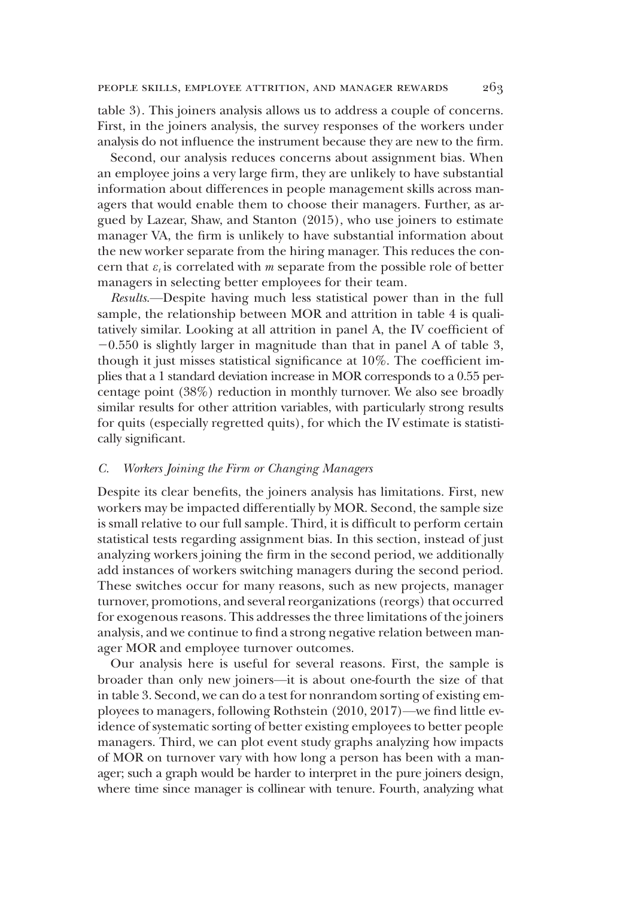table 3). This joiners analysis allows us to address a couple of concerns. First, in the joiners analysis, the survey responses of the workers under analysis do not influence the instrument because they are new to the firm.

Second, our analysis reduces concerns about assignment bias. When an employee joins a very large firm, they are unlikely to have substantial information about differences in people management skills across managers that would enable them to choose their managers. Further, as argued by Lazear, Shaw, and Stanton (2015), who use joiners to estimate manager VA, the firm is unlikely to have substantial information about the new worker separate from the hiring manager. This reduces the concern that $\varepsilon_i$ is correlated with $m$ separate from the possible role of better managers in selecting better employees for their team.

*Results.*—Despite having much less statistical power than in the full sample, the relationship between MOR and attrition in table 4 is qualitatively similar. Looking at all attrition in panel A, the IV coefficient of −0.550 is slightly larger in magnitude than that in panel A of table 3, though it just misses statistical significance at 10%. The coefficient implies that a 1 standard deviation increase in MOR corresponds to a 0.55 percentage point (38%) reduction in monthly turnover. We also see broadly similar results for other attrition variables, with particularly strong results for quits (especially regretted quits), for which the IV estimate is statistically significant.

## C. *Workers Joining the Firm or Changing Managers*

Despite its clear benefits, the joiners analysis has limitations. First, new workers may be impacted differentially by MOR. Second, the sample size is small relative to our full sample. Third, it is difficult to perform certain statistical tests regarding assignment bias. In this section, instead of just analyzing workers joining the firm in the second period, we additionally add instances of workers switching managers during the second period. These switches occur for many reasons, such as new projects, manager turnover, promotions, and several reorganizations (reorgs) that occurred for exogenous reasons. This addresses the three limitations of the joiners analysis, and we continue to find a strong negative relation between manager MOR and employee turnover outcomes.

Our analysis here is useful for several reasons. First, the sample is broader than only new joiners—it is about one-fourth the size of that in table 3. Second, we can do a test for nonrandom sorting of existing employees to managers, following Rothstein (2010, 2017)—we find little evidence of systematic sorting of better existing employees to better people managers. Third, we can plot event study graphs analyzing how impacts of MOR on turnover vary with how long a person has been with a manager; such a graph would be harder to interpret in the pure joiners design, where time since manager is collinear with tenure. Fourth, analyzing what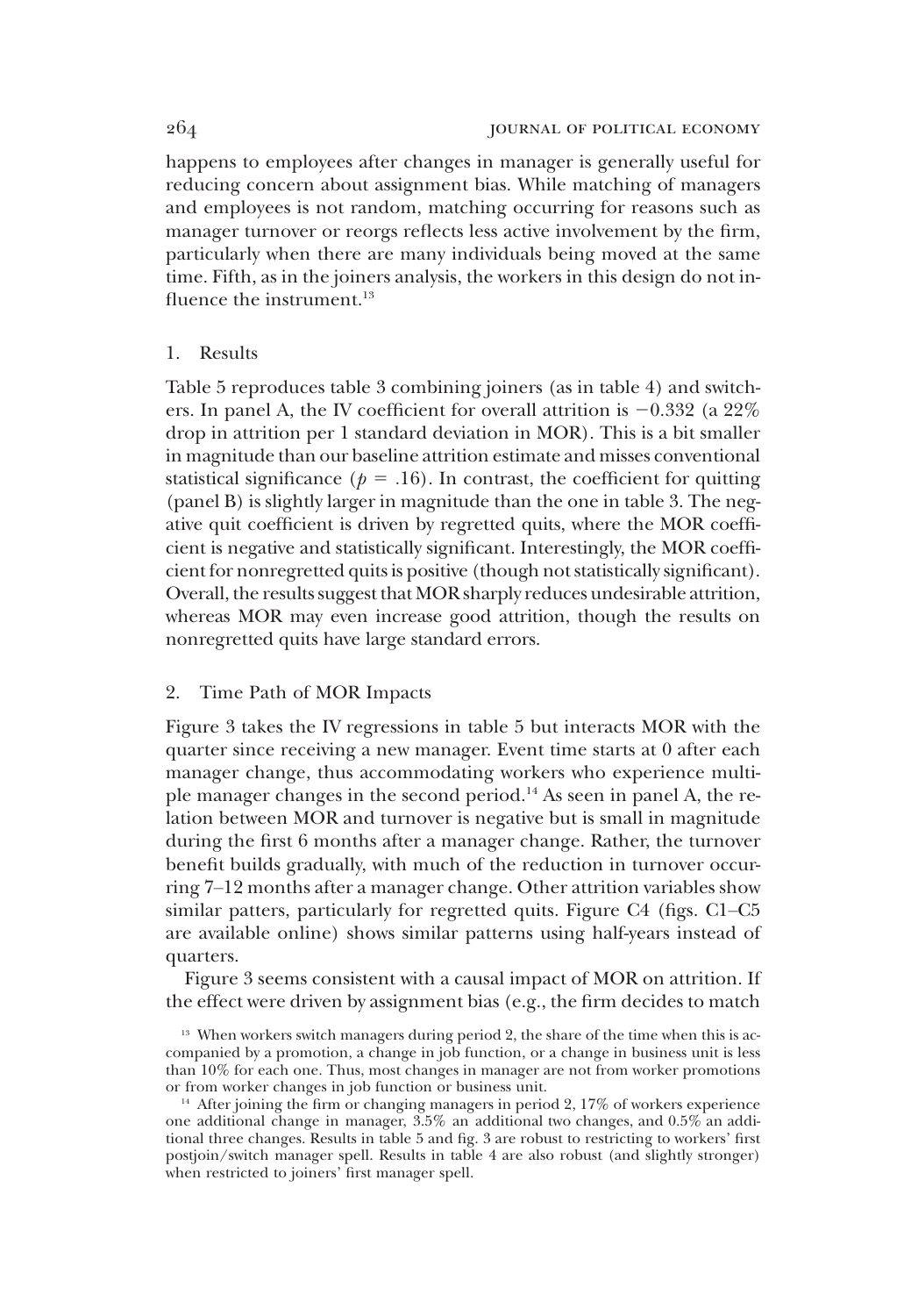happens to employees after changes in manager is generally useful for reducing concern about assignment bias. While matching of managers and employees is not random, matching occurring for reasons such as manager turnover or reorgs reflects less active involvement by the firm, particularly when there are many individuals being moved at the same time. Fifth, as in the joiners analysis, the workers in this design do not influence the instrument.[13]

### 1. Results

Table 5 reproduces table 3 combining joiners (as in table 4) and switchers. In panel A, the IV coefficient for overall attrition is −0.332 (a 22% drop in attrition per 1 standard deviation in MOR). This is a bit smaller in magnitude than our baseline attrition estimate and misses conventional statistical significance ($p = .16$). In contrast, the coefficient for quitting (panel B) is slightly larger in magnitude than the one in table 3. The negative quit coefficient is driven by regretted quits, where the MOR coefficient is negative and statistically significant. Interestingly, the MOR coefficient for nonregretted quits is positive (though not statistically significant). Overall, the results suggest that MOR sharply reduces undesirable attrition, whereas MOR may even increase good attrition, though the results on nonregretted quits have large standard errors.

### 2. Time Path of MOR Impacts

Figure 3 takes the IV regressions in table 5 but interacts MOR with the quarter since receiving a new manager. Event time starts at 0 after each manager change, thus accommodating workers who experience multiple manager changes in the second period.[14] As seen in panel A, the relation between MOR and turnover is negative but is small in magnitude during the first 6 months after a manager change. Rather, the turnover benefit builds gradually, with much of the reduction in turnover occurring 7–12 months after a manager change. Other attrition variables show similar patters, particularly for regretted quits. Figure C4 (figs. C1–C5 are available online) shows similar patterns using half-years instead of quarters.

Figure 3 seems consistent with a causal impact of MOR on attrition. If the effect were driven by assignment bias (e.g., the firm decides to match

[13] When workers switch managers during period 2, the share of the time when this is accompanied by a promotion, a change in job function, or a change in business unit is less than 10% for each one. Thus, most changes in manager are not from worker promotions or from worker changes in job function or business unit.

[14] After joining the firm or changing managers in period 2, 17% of workers experience one additional change in manager, 3.5% an additional two changes, and 0.5% an additional three changes. Results in table 5 and fig. 3 are robust to restricting to workers' first postjoin/switch manager spell. Results in table 4 are also robust (and slightly stronger) when restricted to joiners' first manager spell.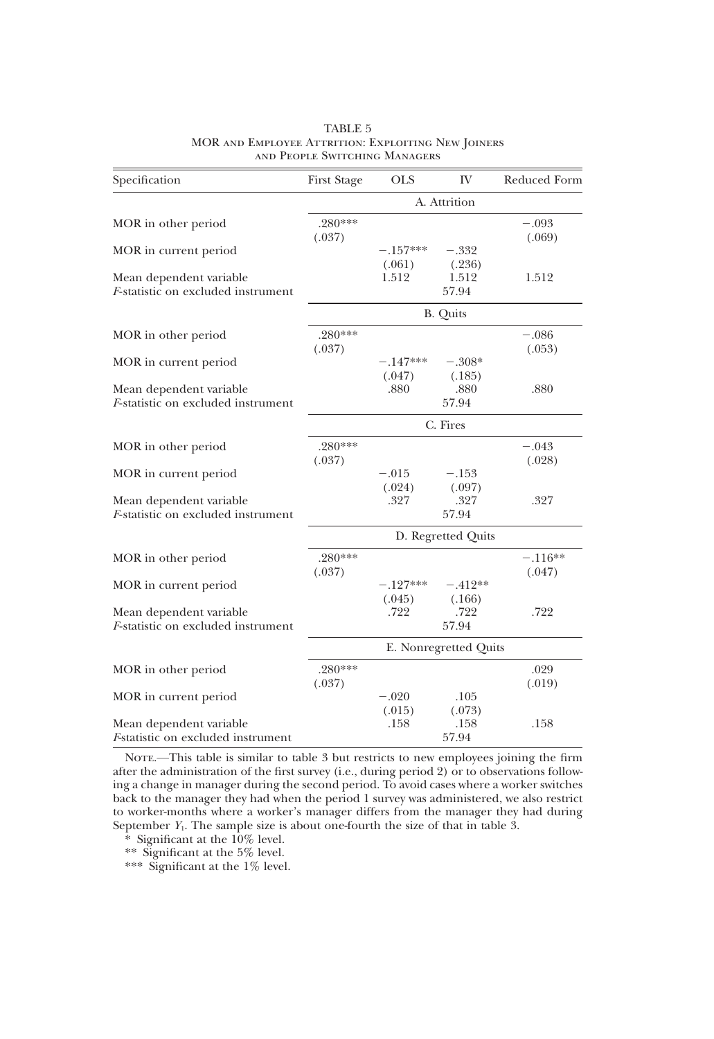TABLE 5
MOR and Employee Attrition: Exploiting New Joiners and People Switching Managers

| Specification | First Stage | OLS | IV | Reduced Form |
|---|---|---|---|---|
| | A. Attrition | | | |
| MOR in other period | .280*** | | | −.093 |
| | (.037) | | | (.069) |
| MOR in current period | | −.157*** | −.332 | |
| | | (.061) | (.236) | |
| Mean dependent variable | | 1.512 | 1.512 | 1.512 |
| *F*-statistic on excluded instrument | | | 57.94 | |
| | B. Quits | | | |
| MOR in other period | .280*** | | | −.086 |
| | (.037) | | | (.053) |
| MOR in current period | | −.147*** | −.308* | |
| | | (.047) | (.185) | |
| Mean dependent variable | | .880 | .880 | .880 |
| *F*-statistic on excluded instrument | | | 57.94 | |
| | C. Fires | | | |
| MOR in other period | .280*** | | | −.043 |
| | (.037) | | | (.028) |
| MOR in current period | | −.015 | −.153 | |
| | | (.024) | (.097) | |
| Mean dependent variable | | .327 | .327 | .327 |
| *F*-statistic on excluded instrument | | | 57.94 | |
| | D. Regretted Quits | | | |
| MOR in other period | .280*** | | | −.116** |
| | (.037) | | | (.047) |
| MOR in current period | | −.127*** | −.412** | |
| | | (.045) | (.166) | |
| Mean dependent variable | | .722 | .722 | .722 |
| *F*-statistic on excluded instrument | | | 57.94 | |
| | E. Nonregretted Quits | | | |
| MOR in other period | .280*** | | | .029 |
| | (.037) | | | (.019) |
| MOR in current period | | −.020 | .105 | |
| | | (.015) | (.073) | |
| Mean dependent variable | | .158 | .158 | .158 |
| *F*-statistic on excluded instrument | | | 57.94 | |

Note.—This table is similar to table 3 but restricts to new employees joining the firm after the administration of the first survey (i.e., during period 2) or to observations following a change in manager during the second period. To avoid cases where a worker switches back to the manager they had when the period 1 survey was administered, we also restrict to worker-months where a worker's manager differs from the manager they had during September $Y_1$. The sample size is about one-fourth the size of that in table 3.

\* Significant at the 10% level.

\*\* Significant at the 5% level.

\*\*\* Significant at the 1% level.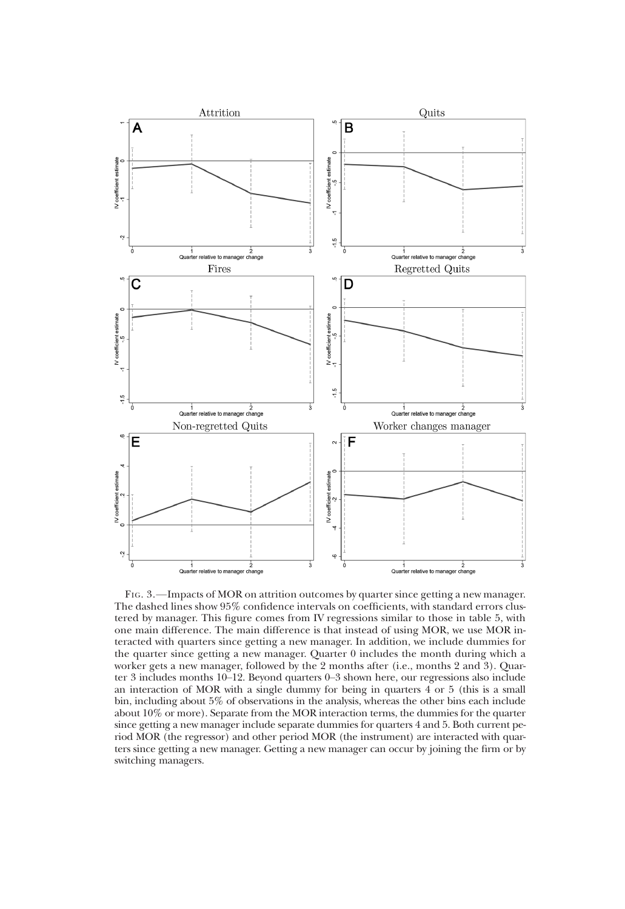Fig. 3.—Impacts of MOR on attrition outcomes by quarter since getting a new manager. The dashed lines show 95% confidence intervals on coefficients, with standard errors clustered by manager. This figure comes from IV regressions similar to those in table 5, with one main difference. The main difference is that instead of using MOR, we use MOR interacted with quarters since getting a new manager. In addition, we include dummies for the quarter since getting a new manager. Quarter 0 includes the month during which a worker gets a new manager, followed by the 2 months after (i.e., months 2 and 3). Quarter 3 includes months 10–12. Beyond quarters 0–3 shown here, our regressions also include an interaction of MOR with a single dummy for being in quarters 4 or 5 (this is a small bin, including about 5% of observations in the analysis, whereas the other bins each include about 10% or more). Separate from the MOR interaction terms, the dummies for the quarter since getting a new manager include separate dummies for quarters 4 and 5. Both current period MOR (the regressor) and other period MOR (the instrument) are interacted with quarters since getting a new manager. Getting a new manager can occur by joining the firm or by switching managers.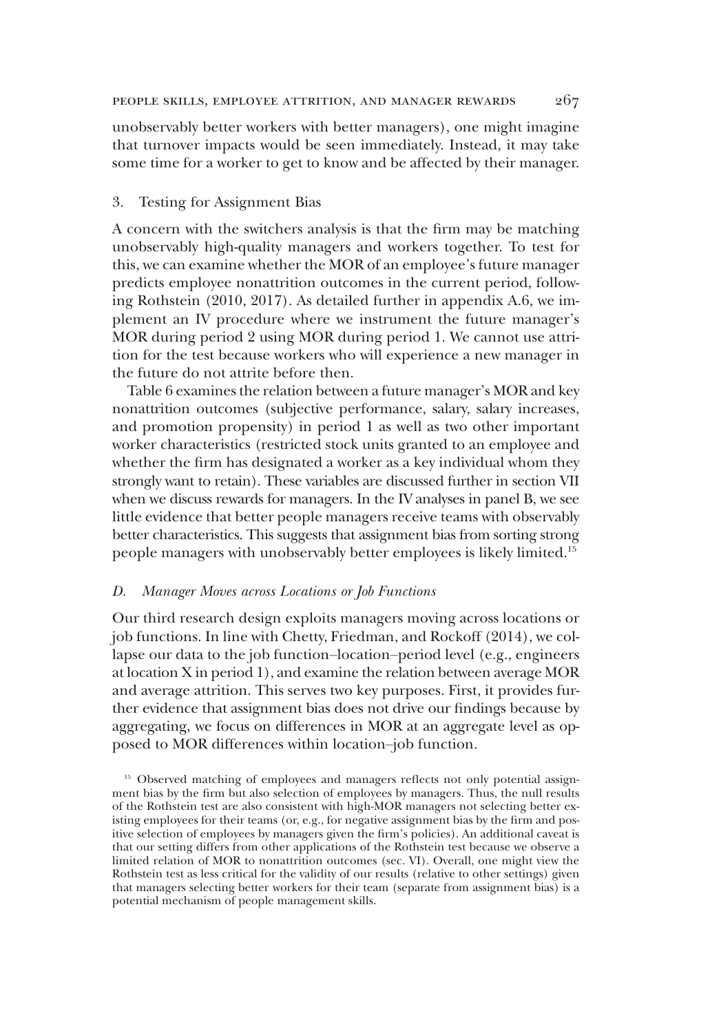unobservably better workers with better managers), one might imagine that turnover impacts would be seen immediately. Instead, it may take some time for a worker to get to know and be affected by their manager.

### 3. Testing for Assignment Bias

A concern with the switchers analysis is that the firm may be matching unobservably high-quality managers and workers together. To test for this, we can examine whether the MOR of an employee's future manager predicts employee nonattrition outcomes in the current period, following Rothstein (2010, 2017). As detailed further in appendix A.6, we implement an IV procedure where we instrument the future manager's MOR during period 2 using MOR during period 1. We cannot use attrition for the test because workers who will experience a new manager in the future do not attrite before then.

Table 6 examines the relation between a future manager's MOR and key nonattrition outcomes (subjective performance, salary, salary increases, and promotion propensity) in period 1 as well as two other important worker characteristics (restricted stock units granted to an employee and whether the firm has designated a worker as a key individual whom they strongly want to retain). These variables are discussed further in section VII when we discuss rewards for managers. In the IV analyses in panel B, we see little evidence that better people managers receive teams with observably better characteristics. This suggests that assignment bias from sorting strong people managers with unobservably better employees is likely limited.[15]

## *D. Manager Moves across Locations or Job Functions*

Our third research design exploits managers moving across locations or job functions. In line with Chetty, Friedman, and Rockoff (2014), we collapse our data to the job function–location–period level (e.g., engineers at location X in period 1), and examine the relation between average MOR and average attrition. This serves two key purposes. First, it provides further evidence that assignment bias does not drive our findings because by aggregating, we focus on differences in MOR at an aggregate level as opposed to MOR differences within location–job function.

[15] Observed matching of employees and managers reflects not only potential assignment bias by the firm but also selection of employees by managers. Thus, the null results of the Rothstein test are also consistent with high-MOR managers not selecting better existing employees for their teams (or, e.g., for negative assignment bias by the firm and positive selection of employees by managers given the firm's policies). An additional caveat is that our setting differs from other applications of the Rothstein test because we observe a limited relation of MOR to nonattrition outcomes (sec. VI). Overall, one might view the Rothstein test as less critical for the validity of our results (relative to other settings) given that managers selecting better workers for their team (separate from assignment bias) is a potential mechanism of people management skills.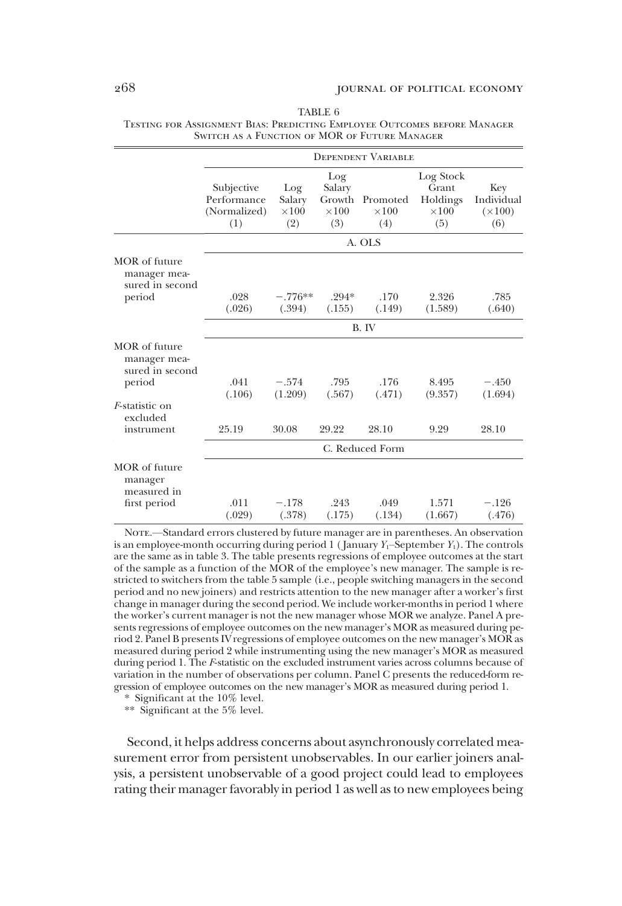TABLE 6

Testing for Assignment Bias: Predicting Employee Outcomes before Manager Switch as a Function of MOR of Future Manager

| | Dependent Variable | | | | | |
|---|---|---|---|---|---|---|
| | Subjective Performance (Normalized) (1) | Log Salary ×100 (2) | Log Salary Growth ×100 (3) | Promoted ×100 (4) | Log Stock Grant Holdings ×100 (5) | Key Individual (×100) (6) |
| | A. OLS | | | | | |
| MOR of future manager measured in second period | .028 | −.776** | .294* | .170 | 2.326 | .785 |
| | (.026) | (.394) | (.155) | (.149) | (1.589) | (.640) |
| | B. IV | | | | | |
| MOR of future manager measured in second period | .041 | −.574 | .795 | .176 | 8.495 | −.450 |
| | (.106) | (1.209) | (.567) | (.471) | (9.357) | (1.694) |
| *F*-statistic on excluded instrument | 25.19 | 30.08 | 29.22 | 28.10 | 9.29 | 28.10 |
| | C. Reduced Form | | | | | |
| MOR of future manager measured in first period | .011 | −.178 | .243 | .049 | 1.571 | −.126 |
| | (.029) | (.378) | (.175) | (.134) | (1.667) | (.476) |

Note.—Standard errors clustered by future manager are in parentheses. An observation is an employee-month occurring during period 1 (January $Y_1$–September $Y_1$). The controls are the same as in table 3. The table presents regressions of employee outcomes at the start of the sample as a function of the MOR of the employee's new manager. The sample is restricted to switchers from the table 5 sample (i.e., people switching managers in the second period and no new joiners) and restricts attention to the new manager after a worker's first change in manager during the second period. We include worker-months in period 1 where the worker's current manager is not the new manager whose MOR we analyze. Panel A presents regressions of employee outcomes on the new manager's MOR as measured during period 2. Panel B presents IV regressions of employee outcomes on the new manager's MOR as measured during period 2 while instrumenting using the new manager's MOR as measured during period 1. The *F*-statistic on the excluded instrument varies across columns because of variation in the number of observations per column. Panel C presents the reduced-form regression of employee outcomes on the new manager's MOR as measured during period 1.

\* Significant at the 10% level.

\*\* Significant at the 5% level.

Second, it helps address concerns about asynchronously correlated measurement error from persistent unobservables. In our earlier joiners analysis, a persistent unobservable of a good project could lead to employees rating their manager favorably in period 1 as well as to new employees being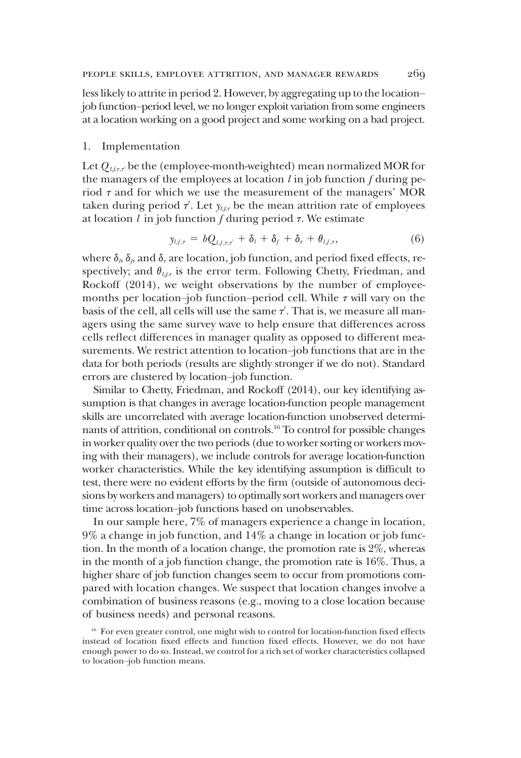less likely to attrite in period 2. However, by aggregating up to the location–job function–period level, we no longer exploit variation from some engineers at a location working on a good project and some working on a bad project.

### 1. Implementation

Let $Q_{l,f,\tau,\tau'}$ be the (employee-month-weighted) mean normalized MOR for the managers of the employees at location $l$ in job function $f$ during period $\tau$ and for which we use the measurement of the managers' MOR taken during period $\tau'$. Let $y_{l,f,\tau}$ be the mean attrition rate of employees at location $l$ in job function $f$ during period $\tau$. We estimate

$$y_{l,f,\tau} = bQ_{l,f,\tau,\tau'} + \delta_l + \delta_f + \delta_\tau + \theta_{l,f,\tau}, \tag{6}$$

where $\delta_l$, $\delta_f$, and $\delta_\tau$ are location, job function, and period fixed effects, respectively; and $\theta_{l,f,\tau}$ is the error term. Following Chetty, Friedman, and Rockoff (2014), we weight observations by the number of employee-months per location–job function–period cell. While $\tau$ will vary on the basis of the cell, all cells will use the same $\tau'$. That is, we measure all managers using the same survey wave to help ensure that differences across cells reflect differences in manager quality as opposed to different measurements. We restrict attention to location–job functions that are in the data for both periods (results are slightly stronger if we do not). Standard errors are clustered by location–job function.

Similar to Chetty, Friedman, and Rockoff (2014), our key identifying assumption is that changes in average location-function people management skills are uncorrelated with average location-function unobserved determinants of attrition, conditional on controls.[16] To control for possible changes in worker quality over the two periods (due to worker sorting or workers moving with their managers), we include controls for average location-function worker characteristics. While the key identifying assumption is difficult to test, there were no evident efforts by the firm (outside of autonomous decisions by workers and managers) to optimally sort workers and managers over time across location–job functions based on unobservables.

In our sample here, 7% of managers experience a change in location, 9% a change in job function, and 14% a change in location or job function. In the month of a location change, the promotion rate is 2%, whereas in the month of a job function change, the promotion rate is 16%. Thus, a higher share of job function changes seem to occur from promotions compared with location changes. We suspect that location changes involve a combination of business reasons (e.g., moving to a close location because of business needs) and personal reasons.

[16] For even greater control, one might wish to control for location-function fixed effects instead of location fixed effects and function fixed effects. However, we do not have enough power to do so. Instead, we control for a rich set of worker characteristics collapsed to location–job function means.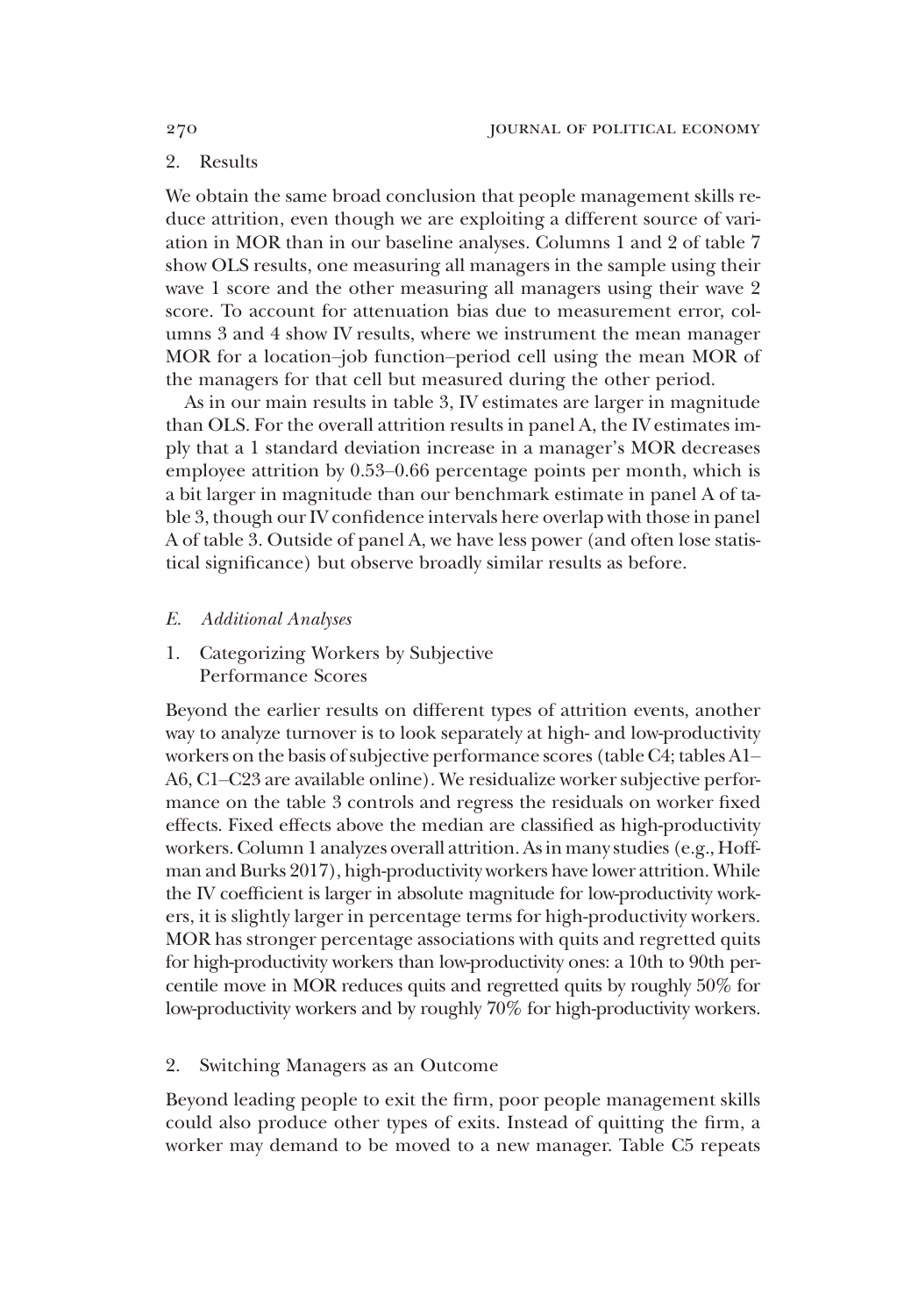### 2. Results

We obtain the same broad conclusion that people management skills reduce attrition, even though we are exploiting a different source of variation in MOR than in our baseline analyses. Columns 1 and 2 of table 7 show OLS results, one measuring all managers in the sample using their wave 1 score and the other measuring all managers using their wave 2 score. To account for attenuation bias due to measurement error, columns 3 and 4 show IV results, where we instrument the mean manager MOR for a location–job function–period cell using the mean MOR of the managers for that cell but measured during the other period.

As in our main results in table 3, IV estimates are larger in magnitude than OLS. For the overall attrition results in panel A, the IV estimates imply that a 1 standard deviation increase in a manager's MOR decreases employee attrition by 0.53–0.66 percentage points per month, which is a bit larger in magnitude than our benchmark estimate in panel A of table 3, though our IV confidence intervals here overlap with those in panel A of table 3. Outside of panel A, we have less power (and often lose statistical significance) but observe broadly similar results as before.

## *E. Additional Analyses*

### 1. Categorizing Workers by Subjective Performance Scores

Beyond the earlier results on different types of attrition events, another way to analyze turnover is to look separately at high- and low-productivity workers on the basis of subjective performance scores (table C4; tables A1–A6, C1–C23 are available online). We residualize worker subjective performance on the table 3 controls and regress the residuals on worker fixed effects. Fixed effects above the median are classified as high-productivity workers. Column 1 analyzes overall attrition. As in many studies (e.g., Hoffman and Burks 2017), high-productivity workers have lower attrition. While the IV coefficient is larger in absolute magnitude for low-productivity workers, it is slightly larger in percentage terms for high-productivity workers. MOR has stronger percentage associations with quits and regretted quits for high-productivity workers than low-productivity ones: a 10th to 90th percentile move in MOR reduces quits and regretted quits by roughly 50% for low-productivity workers and by roughly 70% for high-productivity workers.

### 2. Switching Managers as an Outcome

Beyond leading people to exit the firm, poor people management skills could also produce other types of exits. Instead of quitting the firm, a worker may demand to be moved to a new manager. Table C5 repeats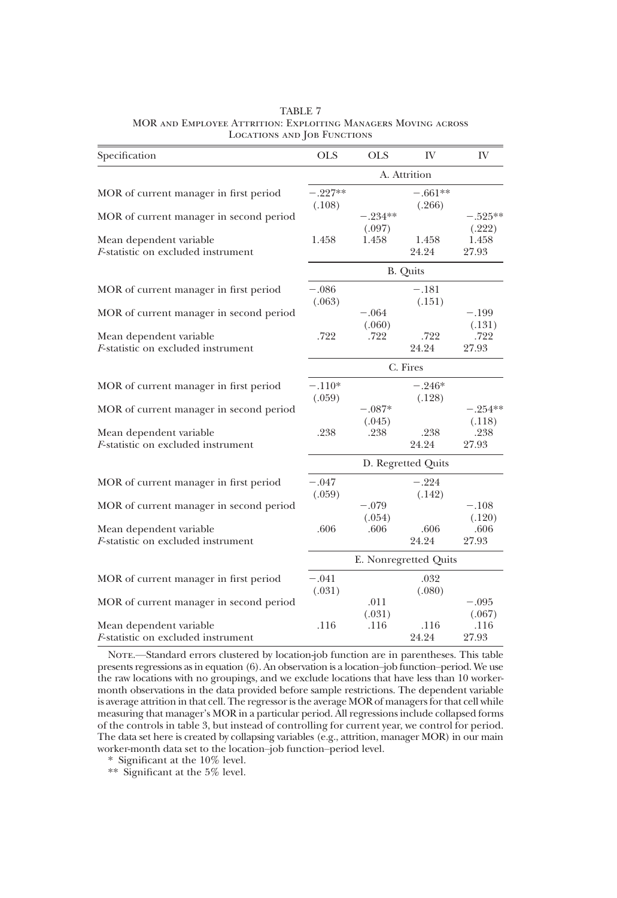TABLE 7

MOR and Employee Attrition: Exploiting Managers Moving across Locations and Job Functions

| Specification | OLS | OLS | IV | IV |
|---|---|---|---|---|
| | A. Attrition | | | |
| MOR of current manager in first period | −.227** | | −.661** | |
| | (.108) | | (.266) | |
| MOR of current manager in second period | | −.234** | | −.525** |
| | | (.097) | | (.222) |
| Mean dependent variable | 1.458 | 1.458 | 1.458 | 1.458 |
| *F*-statistic on excluded instrument | | | 24.24 | 27.93 |
| | B. Quits | | | |
| MOR of current manager in first period | −.086 | | −.181 | |
| | (.063) | | (.151) | |
| MOR of current manager in second period | | −.064 | | −.199 |
| | | (.060) | | (.131) |
| Mean dependent variable | .722 | .722 | .722 | .722 |
| *F*-statistic on excluded instrument | | | 24.24 | 27.93 |
| | C. Fires | | | |
| MOR of current manager in first period | −.110* | | −.246* | |
| | (.059) | | (.128) | |
| MOR of current manager in second period | | −.087* | | −.254** |
| | | (.045) | | (.118) |
| Mean dependent variable | .238 | .238 | .238 | .238 |
| *F*-statistic on excluded instrument | | | 24.24 | 27.93 |
| | D. Regretted Quits | | | |
| MOR of current manager in first period | −.047 | | −.224 | |
| | (.059) | | (.142) | |
| MOR of current manager in second period | | −.079 | | −.108 |
| | | (.054) | | (.120) |
| Mean dependent variable | .606 | .606 | .606 | .606 |
| *F*-statistic on excluded instrument | | | 24.24 | 27.93 |
| | E. Nonregretted Quits | | | |
| MOR of current manager in first period | −.041 | | .032 | |
| | (.031) | | (.080) | |
| MOR of current manager in second period | | .011 | | −.095 |
| | | (.031) | | (.067) |
| Mean dependent variable | .116 | .116 | .116 | .116 |
| *F*-statistic on excluded instrument | | | 24.24 | 27.93 |

Note.—Standard errors clustered by location-job function are in parentheses. This table presents regressions as in equation (6). An observation is a location–job function–period. We use the raw locations with no groupings, and we exclude locations that have less than 10 worker-month observations in the data provided before sample restrictions. The dependent variable is average attrition in that cell. The regressor is the average MOR of managers for that cell while measuring that manager's MOR in a particular period. All regressions include collapsed forms of the controls in table 3, but instead of controlling for current year, we control for period. The data set here is created by collapsing variables (e.g., attrition, manager MOR) in our main worker-month data set to the location–job function–period level.

\* Significant at the 10% level.

\** Significant at the 5% level.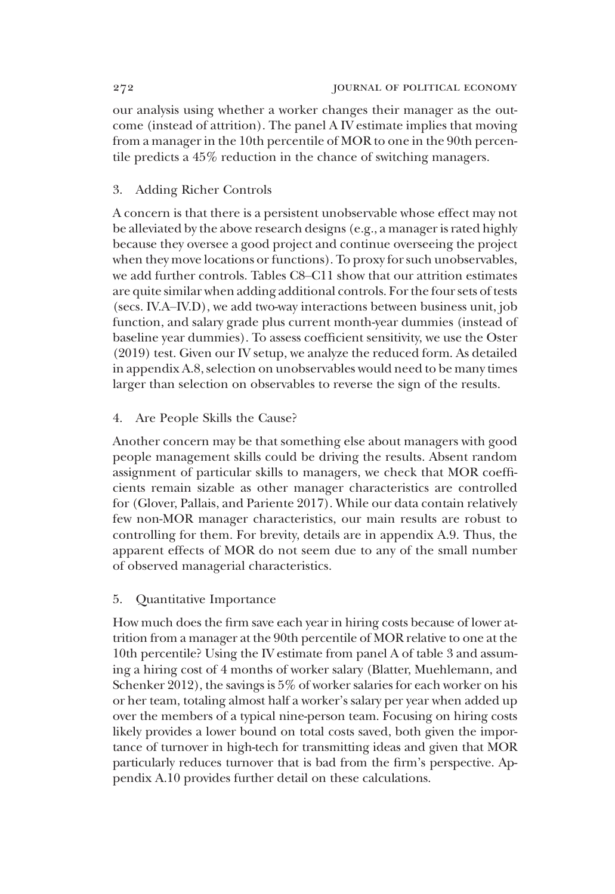our analysis using whether a worker changes their manager as the outcome (instead of attrition). The panel A IV estimate implies that moving from a manager in the 10th percentile of MOR to one in the 90th percentile predicts a 45% reduction in the chance of switching managers.

### 3. Adding Richer Controls

A concern is that there is a persistent unobservable whose effect may not be alleviated by the above research designs (e.g., a manager is rated highly because they oversee a good project and continue overseeing the project when they move locations or functions). To proxy for such unobservables, we add further controls. Tables C8–C11 show that our attrition estimates are quite similar when adding additional controls. For the four sets of tests (secs. IV.A–IV.D), we add two-way interactions between business unit, job function, and salary grade plus current month-year dummies (instead of baseline year dummies). To assess coefficient sensitivity, we use the Oster (2019) test. Given our IV setup, we analyze the reduced form. As detailed in appendix A.8, selection on unobservables would need to be many times larger than selection on observables to reverse the sign of the results.

### 4. Are People Skills the Cause?

Another concern may be that something else about managers with good people management skills could be driving the results. Absent random assignment of particular skills to managers, we check that MOR coefficients remain sizable as other manager characteristics are controlled for (Glover, Pallais, and Pariente 2017). While our data contain relatively few non-MOR manager characteristics, our main results are robust to controlling for them. For brevity, details are in appendix A.9. Thus, the apparent effects of MOR do not seem due to any of the small number of observed managerial characteristics.

### 5. Quantitative Importance

How much does the firm save each year in hiring costs because of lower attrition from a manager at the 90th percentile of MOR relative to one at the 10th percentile? Using the IV estimate from panel A of table 3 and assuming a hiring cost of 4 months of worker salary (Blatter, Muehlemann, and Schenker 2012), the savings is 5% of worker salaries for each worker on his or her team, totaling almost half a worker's salary per year when added up over the members of a typical nine-person team. Focusing on hiring costs likely provides a lower bound on total costs saved, both given the importance of turnover in high-tech for transmitting ideas and given that MOR particularly reduces turnover that is bad from the firm's perspective. Appendix A.10 provides further detail on these calculations.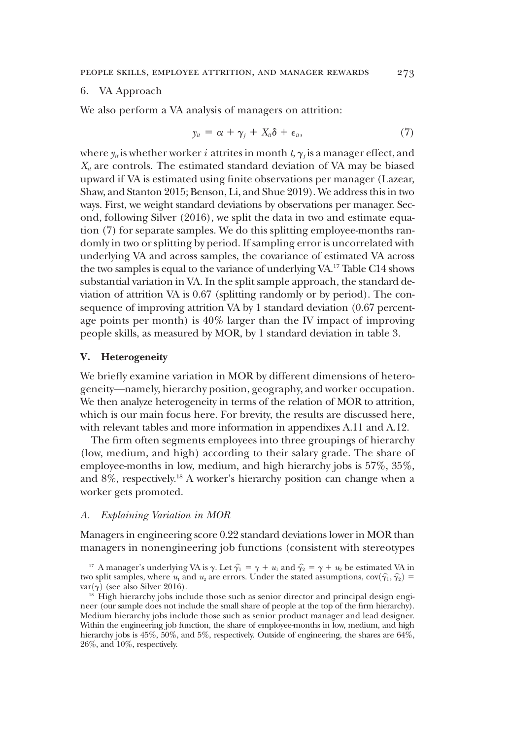## 6. VA Approach

We also perform a VA analysis of managers on attrition:

$$y_{it} = \alpha + \gamma_j + X_{it}\delta + \epsilon_{it}, \tag{7}$$

where $y_{it}$ is whether worker $i$ attrites in month $t$, $\gamma_j$ is a manager effect, and $X_{it}$ are controls. The estimated standard deviation of VA may be biased upward if VA is estimated using finite observations per manager (Lazear, Shaw, and Stanton 2015; Benson, Li, and Shue 2019). We address this in two ways. First, we weight standard deviations by observations per manager. Second, following Silver (2016), we split the data in two and estimate equation (7) for separate samples. We do this splitting employee-months randomly in two or splitting by period. If sampling error is uncorrelated with underlying VA and across samples, the covariance of estimated VA across the two samples is equal to the variance of underlying VA.[17] Table C14 shows substantial variation in VA. In the split sample approach, the standard deviation of attrition VA is 0.67 (splitting randomly or by period). The consequence of improving attrition VA by 1 standard deviation (0.67 percentage points per month) is 40% larger than the IV impact of improving people skills, as measured by MOR, by 1 standard deviation in table 3.

# V. Heterogeneity

We briefly examine variation in MOR by different dimensions of heterogeneity—namely, hierarchy position, geography, and worker occupation. We then analyze heterogeneity in terms of the relation of MOR to attrition, which is our main focus here. For brevity, the results are discussed here, with relevant tables and more information in appendixes A.11 and A.12.

The firm often segments employees into three groupings of hierarchy (low, medium, and high) according to their salary grade. The share of employee-months in low, medium, and high hierarchy jobs is 57%, 35%, and 8%, respectively.[18] A worker's hierarchy position can change when a worker gets promoted.

## A. *Explaining Variation in MOR*

Managers in engineering score 0.22 standard deviations lower in MOR than managers in nonengineering job functions (consistent with stereotypes

[17] A manager's underlying VA is $\gamma$. Let $\hat{\gamma}_1 = \gamma + u_1$ and $\hat{\gamma}_2 = \gamma + u_2$ be estimated VA in two split samples, where $u_1$ and $u_2$ are errors. Under the stated assumptions, $\text{cov}(\hat{\gamma}_1, \hat{\gamma}_2) = \text{var}(\gamma)$ (see also Silver 2016).

[18] High hierarchy jobs include those such as senior director and principal design engineer (our sample does not include the small share of people at the top of the firm hierarchy). Medium hierarchy jobs include those such as senior product manager and lead designer. Within the engineering job function, the share of employee-months in low, medium, and high hierarchy jobs is 45%, 50%, and 5%, respectively. Outside of engineering, the shares are 64%, 26%, and 10%, respectively.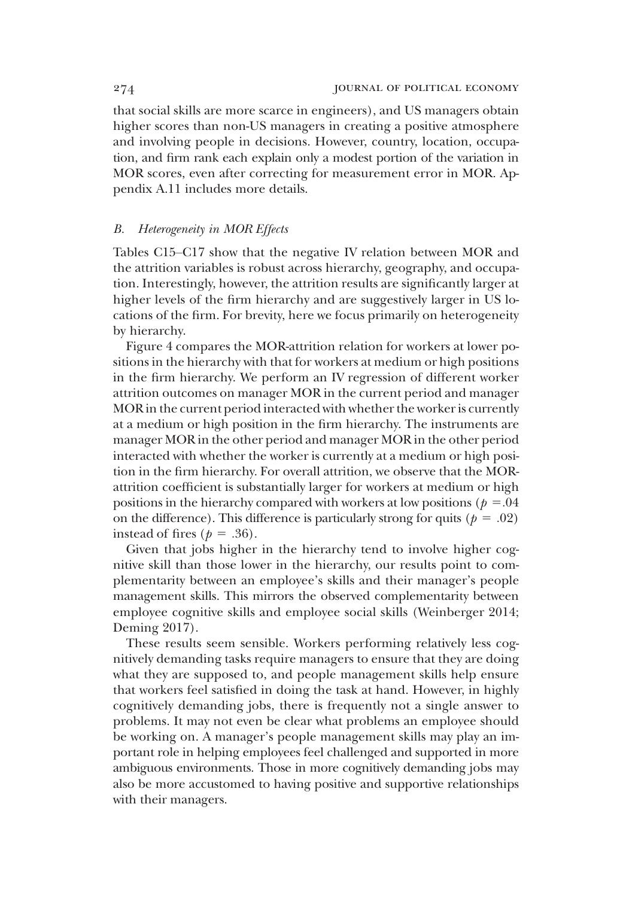that social skills are more scarce in engineers), and US managers obtain higher scores than non-US managers in creating a positive atmosphere and involving people in decisions. However, country, location, occupation, and firm rank each explain only a modest portion of the variation in MOR scores, even after correcting for measurement error in MOR. Appendix A.11 includes more details.

### *B. Heterogeneity in MOR Effects*

Tables C15–C17 show that the negative IV relation between MOR and the attrition variables is robust across hierarchy, geography, and occupation. Interestingly, however, the attrition results are significantly larger at higher levels of the firm hierarchy and are suggestively larger in US locations of the firm. For brevity, here we focus primarily on heterogeneity by hierarchy.

Figure 4 compares the MOR-attrition relation for workers at lower positions in the hierarchy with that for workers at medium or high positions in the firm hierarchy. We perform an IV regression of different worker attrition outcomes on manager MOR in the current period and manager MOR in the current period interacted with whether the worker is currently at a medium or high position in the firm hierarchy. The instruments are manager MOR in the other period and manager MOR in the other period interacted with whether the worker is currently at a medium or high position in the firm hierarchy. For overall attrition, we observe that the MOR-attrition coefficient is substantially larger for workers at medium or high positions in the hierarchy compared with workers at low positions ($p = .04$ on the difference). This difference is particularly strong for quits ($p = .02$) instead of fires ($p = .36$).

Given that jobs higher in the hierarchy tend to involve higher cognitive skill than those lower in the hierarchy, our results point to complementarity between an employee's skills and their manager's people management skills. This mirrors the observed complementarity between employee cognitive skills and employee social skills (Weinberger 2014; Deming 2017).

These results seem sensible. Workers performing relatively less cognitively demanding tasks require managers to ensure that they are doing what they are supposed to, and people management skills help ensure that workers feel satisfied in doing the task at hand. However, in highly cognitively demanding jobs, there is frequently not a single answer to problems. It may not even be clear what problems an employee should be working on. A manager's people management skills may play an important role in helping employees feel challenged and supported in more ambiguous environments. Those in more cognitively demanding jobs may also be more accustomed to having positive and supportive relationships with their managers.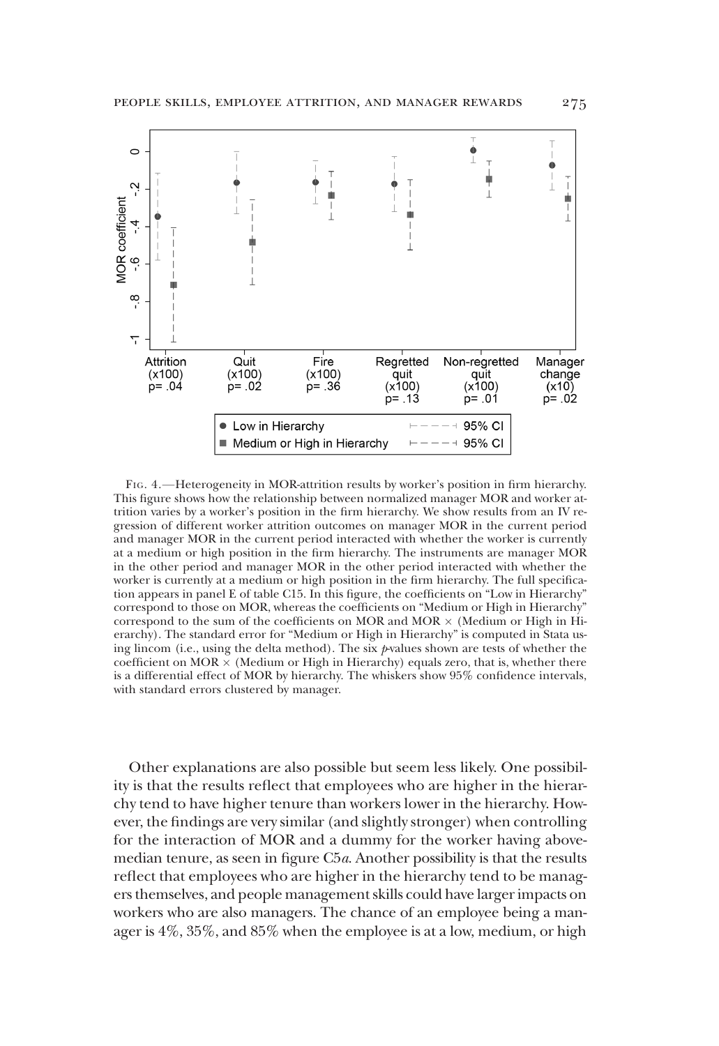Fig. 4.—Heterogeneity in MOR-attrition results by worker's position in firm hierarchy. This figure shows how the relationship between normalized manager MOR and worker attrition varies by a worker's position in the firm hierarchy. We show results from an IV regression of different worker attrition outcomes on manager MOR in the current period and manager MOR in the current period interacted with whether the worker is currently at a medium or high position in the firm hierarchy. The instruments are manager MOR in the other period and manager MOR in the other period interacted with whether the worker is currently at a medium or high position in the firm hierarchy. The full specification appears in panel E of table C15. In this figure, the coefficients on "Low in Hierarchy" correspond to those on MOR, whereas the coefficients on "Medium or High in Hierarchy" correspond to the sum of the coefficients on MOR and MOR × (Medium or High in Hierarchy). The standard error for "Medium or High in Hierarchy" is computed in Stata using lincom (i.e., using the delta method). The six $p$-values shown are tests of whether the coefficient on MOR × (Medium or High in Hierarchy) equals zero, that is, whether there is a differential effect of MOR by hierarchy. The whiskers show 95% confidence intervals, with standard errors clustered by manager.

Other explanations are also possible but seem less likely. One possibility is that the results reflect that employees who are higher in the hierarchy tend to have higher tenure than workers lower in the hierarchy. However, the findings are very similar (and slightly stronger) when controlling for the interaction of MOR and a dummy for the worker having above-median tenure, as seen in figure C5*a*. Another possibility is that the results reflect that employees who are higher in the hierarchy tend to be managers themselves, and people management skills could have larger impacts on workers who are also managers. The chance of an employee being a manager is 4%, 35%, and 85% when the employee is at a low, medium, or high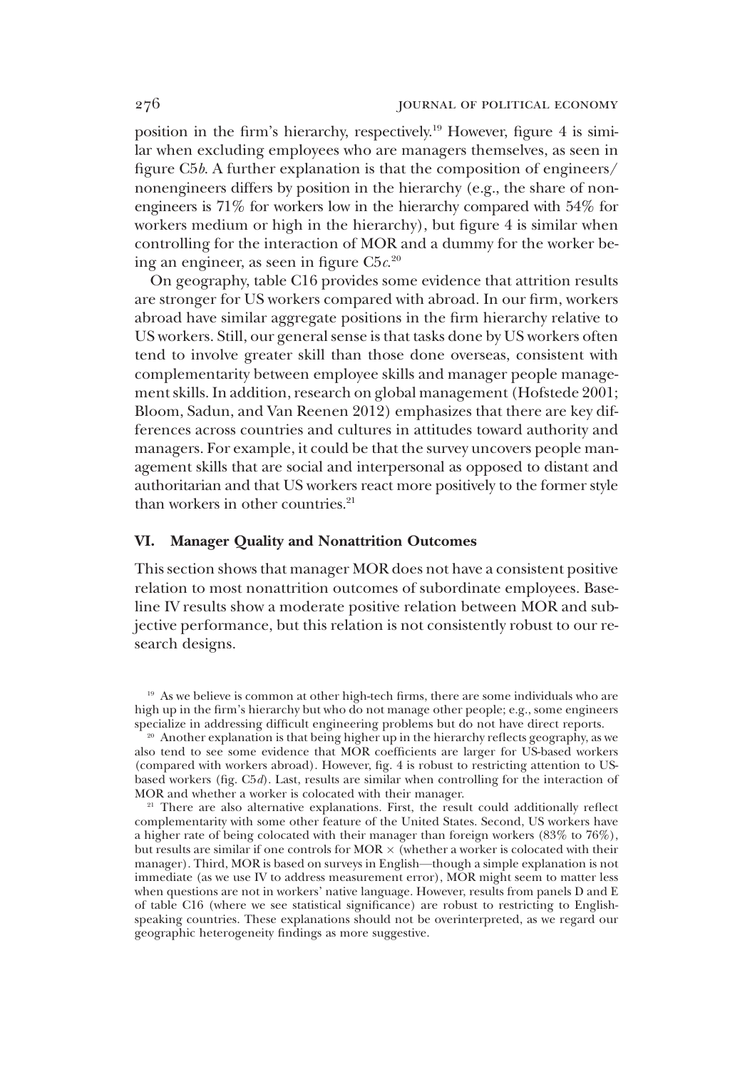position in the firm's hierarchy, respectively.[19] However, figure 4 is similar when excluding employees who are managers themselves, as seen in figure C5*b*. A further explanation is that the composition of engineers/nonengineers differs by position in the hierarchy (e.g., the share of nonengineers is 71% for workers low in the hierarchy compared with 54% for workers medium or high in the hierarchy), but figure 4 is similar when controlling for the interaction of MOR and a dummy for the worker being an engineer, as seen in figure C5*c*.[20]

On geography, table C16 provides some evidence that attrition results are stronger for US workers compared with abroad. In our firm, workers abroad have similar aggregate positions in the firm hierarchy relative to US workers. Still, our general sense is that tasks done by US workers often tend to involve greater skill than those done overseas, consistent with complementarity between employee skills and manager people management skills. In addition, research on global management (Hofstede 2001; Bloom, Sadun, and Van Reenen 2012) emphasizes that there are key differences across countries and cultures in attitudes toward authority and managers. For example, it could be that the survey uncovers people management skills that are social and interpersonal as opposed to distant and authoritarian and that US workers react more positively to the former style than workers in other countries.[21]

## VI. Manager Quality and Nonattrition Outcomes

This section shows that manager MOR does not have a consistent positive relation to most nonattrition outcomes of subordinate employees. Baseline IV results show a moderate positive relation between MOR and subjective performance, but this relation is not consistently robust to our research designs.

[19] As we believe is common at other high-tech firms, there are some individuals who are high up in the firm's hierarchy but who do not manage other people; e.g., some engineers specialize in addressing difficult engineering problems but do not have direct reports.

[20] Another explanation is that being higher up in the hierarchy reflects geography, as we also tend to see some evidence that MOR coefficients are larger for US-based workers (compared with workers abroad). However, fig. 4 is robust to restricting attention to US-based workers (fig. C5*d*). Last, results are similar when controlling for the interaction of MOR and whether a worker is colocated with their manager.

[21] There are also alternative explanations. First, the result could additionally reflect complementarity with some other feature of the United States. Second, US workers have a higher rate of being colocated with their manager than foreign workers (83% to 76%), but results are similar if one controls for MOR $\times$ (whether a worker is colocated with their manager). Third, MOR is based on surveys in English—though a simple explanation is not immediate (as we use IV to address measurement error), MOR might seem to matter less when questions are not in workers' native language. However, results from panels D and E of table C16 (where we see statistical significance) are robust to restricting to English-speaking countries. These explanations should not be overinterpreted, as we regard our geographic heterogeneity findings as more suggestive.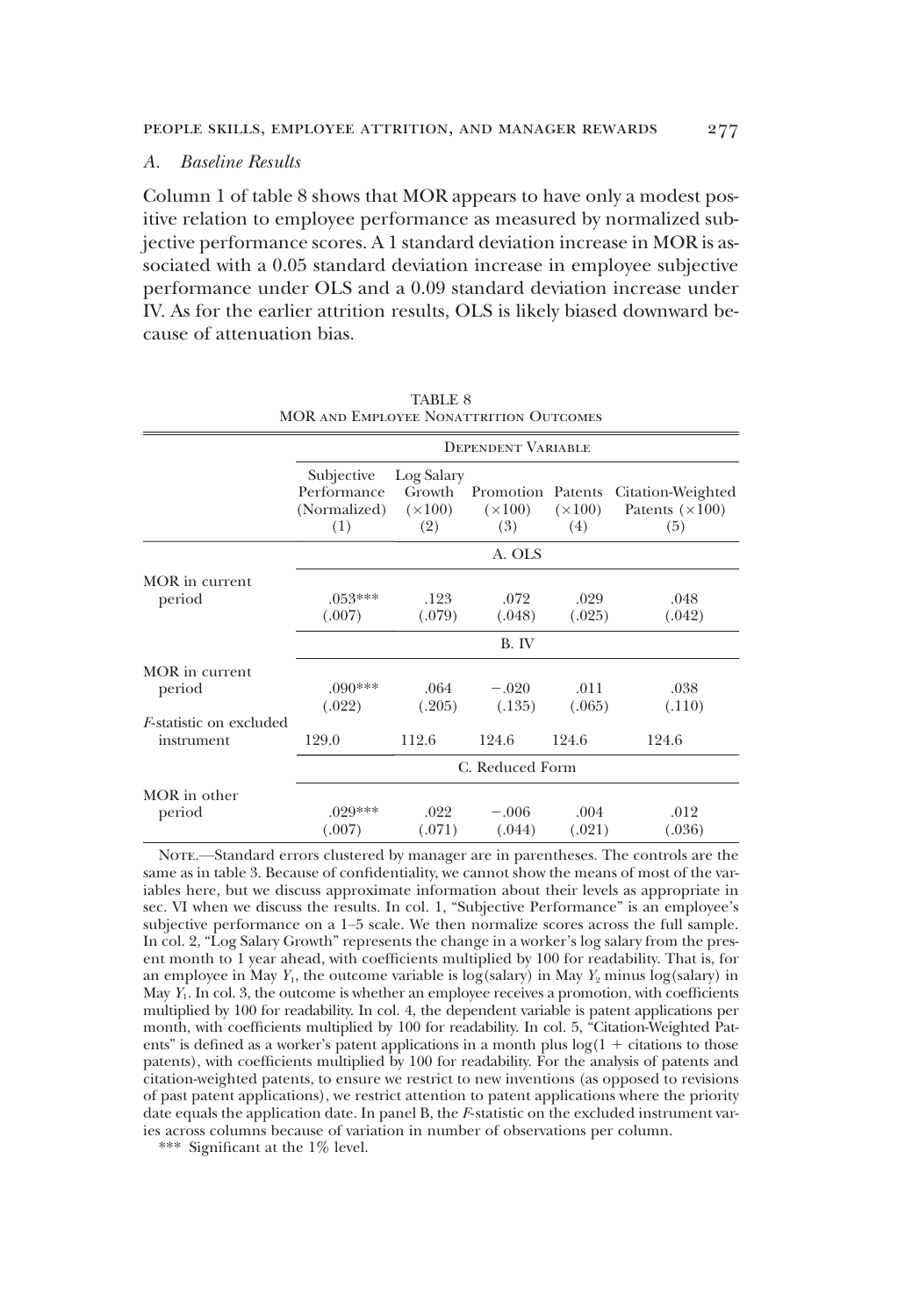### A. Baseline Results

Column 1 of table 8 shows that MOR appears to have only a modest positive relation to employee performance as measured by normalized subjective performance scores. A 1 standard deviation increase in MOR is associated with a 0.05 standard deviation increase in employee subjective performance under OLS and a 0.09 standard deviation increase under IV. As for the earlier attrition results, OLS is likely biased downward because of attenuation bias.

TABLE 8
MOR and Employee Nonattrition Outcomes

| | Dependent Variable | | | | |
|---|---|---|---|---|---|
| | Subjective Performance (Normalized) (1) | Log Salary Growth (×100) (2) | Promotion (×100) (3) | Patents (×100) (4) | Citation-Weighted Patents (×100) (5) |
| | A. OLS | | | | |
| MOR in current period | .053*** | .123 | .072 | .029 | .048 |
| | (.007) | (.079) | (.048) | (.025) | (.042) |
| | B. IV | | | | |
| MOR in current period | .090*** | .064 | −.020 | .011 | .038 |
| | (.022) | (.205) | (.135) | (.065) | (.110) |
| $F$-statistic on excluded instrument | 129.0 | 112.6 | 124.6 | 124.6 | 124.6 |
| | C. Reduced Form | | | | |
| MOR in other period | .029*** | .022 | −.006 | .004 | .012 |
| | (.007) | (.071) | (.044) | (.021) | (.036) |

Note.—Standard errors clustered by manager are in parentheses. The controls are the same as in table 3. Because of confidentiality, we cannot show the means of most of the variables here, but we discuss approximate information about their levels as appropriate in sec. VI when we discuss the results. In col. 1, "Subjective Performance" is an employee's subjective performance on a 1–5 scale. We then normalize scores across the full sample. In col. 2, "Log Salary Growth" represents the change in a worker's log salary from the present month to 1 year ahead, with coefficients multiplied by 100 for readability. That is, for an employee in May $Y_1$, the outcome variable is log(salary) in May $Y_2$ minus log(salary) in May $Y_1$. In col. 3, the outcome is whether an employee receives a promotion, with coefficients multiplied by 100 for readability. In col. 4, the dependent variable is patent applications per month, with coefficients multiplied by 100 for readability. In col. 5, "Citation-Weighted Patents" is defined as a worker's patent applications in a month plus $\log(1 + \text{citations to those patents})$, with coefficients multiplied by 100 for readability. For the analysis of patents and citation-weighted patents, to ensure we restrict to new inventions (as opposed to revisions of past patent applications), we restrict attention to patent applications where the priority date equals the application date. In panel B, the $F$-statistic on the excluded instrument varies across columns because of variation in number of observations per column.

*** Significant at the 1% level.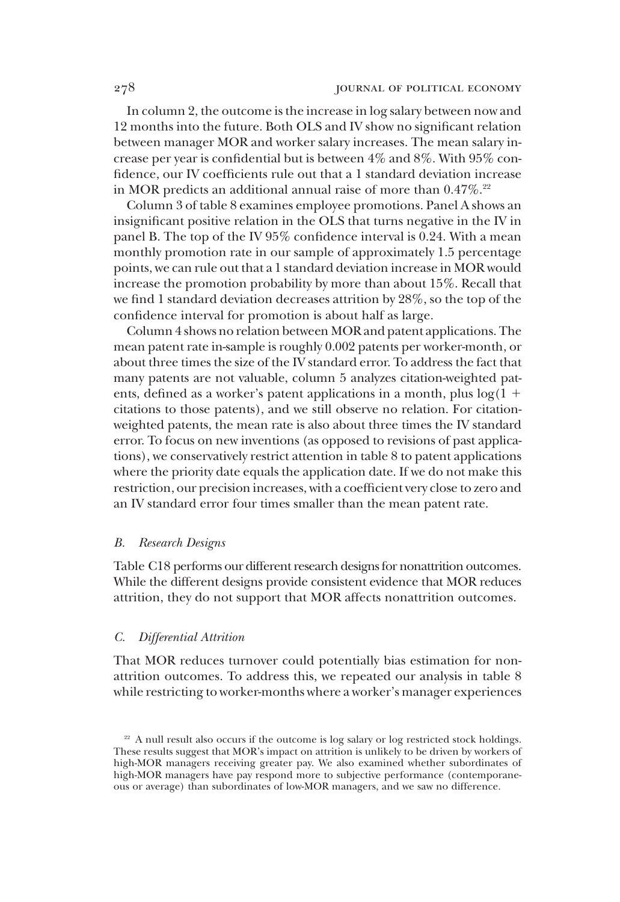In column 2, the outcome is the increase in log salary between now and 12 months into the future. Both OLS and IV show no significant relation between manager MOR and worker salary increases. The mean salary increase per year is confidential but is between 4% and 8%. With 95% confidence, our IV coefficients rule out that a 1 standard deviation increase in MOR predicts an additional annual raise of more than 0.47%.[22]

Column 3 of table 8 examines employee promotions. Panel A shows an insignificant positive relation in the OLS that turns negative in the IV in panel B. The top of the IV 95% confidence interval is 0.24. With a mean monthly promotion rate in our sample of approximately 1.5 percentage points, we can rule out that a 1 standard deviation increase in MOR would increase the promotion probability by more than about 15%. Recall that we find 1 standard deviation decreases attrition by 28%, so the top of the confidence interval for promotion is about half as large.

Column 4 shows no relation between MOR and patent applications. The mean patent rate in-sample is roughly 0.002 patents per worker-month, or about three times the size of the IV standard error. To address the fact that many patents are not valuable, column 5 analyzes citation-weighted patents, defined as a worker's patent applications in a month, plus $\log(1 +$ citations to those patents), and we still observe no relation. For citation-weighted patents, the mean rate is also about three times the IV standard error. To focus on new inventions (as opposed to revisions of past applications), we conservatively restrict attention in table 8 to patent applications where the priority date equals the application date. If we do not make this restriction, our precision increases, with a coefficient very close to zero and an IV standard error four times smaller than the mean patent rate.

### *B. Research Designs*

Table C18 performs our different research designs for nonattrition outcomes. While the different designs provide consistent evidence that MOR reduces attrition, they do not support that MOR affects nonattrition outcomes.

### *C. Differential Attrition*

That MOR reduces turnover could potentially bias estimation for nonattrition outcomes. To address this, we repeated our analysis in table 8 while restricting to worker-months where a worker's manager experiences

[22] A null result also occurs if the outcome is log salary or log restricted stock holdings. These results suggest that MOR's impact on attrition is unlikely to be driven by workers of high-MOR managers receiving greater pay. We also examined whether subordinates of high-MOR managers have pay respond more to subjective performance (contemporaneous or average) than subordinates of low-MOR managers, and we saw no difference.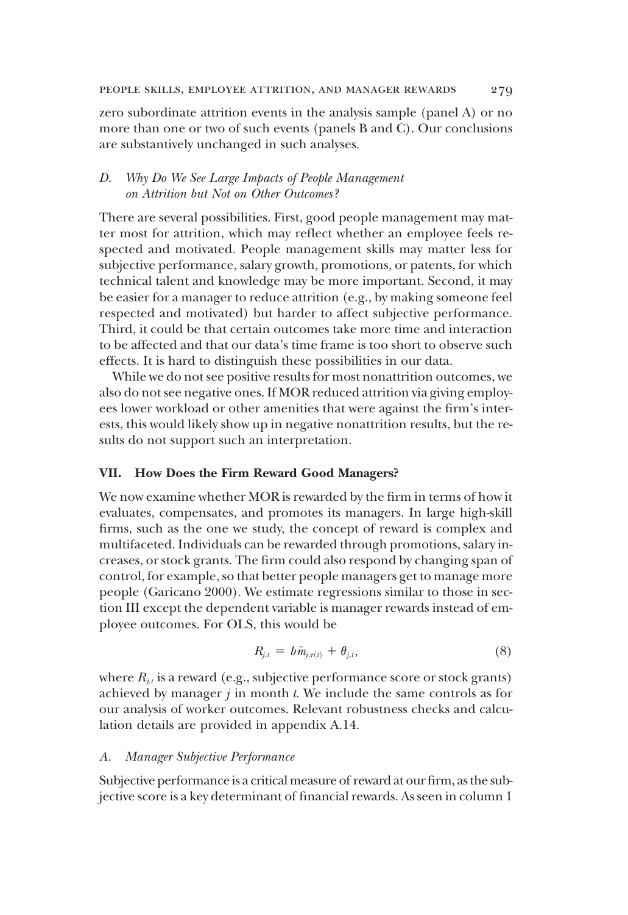zero subordinate attrition events in the analysis sample (panel A) or no more than one or two of such events (panels B and C). Our conclusions are substantively unchanged in such analyses.

### D. *Why Do We See Large Impacts of People Management on Attrition but Not on Other Outcomes?*

There are several possibilities. First, good people management may matter most for attrition, which may reflect whether an employee feels respected and motivated. People management skills may matter less for subjective performance, salary growth, promotions, or patents, for which technical talent and knowledge may be more important. Second, it may be easier for a manager to reduce attrition (e.g., by making someone feel respected and motivated) but harder to affect subjective performance. Third, it could be that certain outcomes take more time and interaction to be affected and that our data's time frame is too short to observe such effects. It is hard to distinguish these possibilities in our data.

While we do not see positive results for most nonattrition outcomes, we also do not see negative ones. If MOR reduced attrition via giving employees lower workload or other amenities that were against the firm's interests, this would likely show up in negative nonattrition results, but the results do not support such an interpretation.

## VII. How Does the Firm Reward Good Managers?

We now examine whether MOR is rewarded by the firm in terms of how it evaluates, compensates, and promotes its managers. In large high-skill firms, such as the one we study, the concept of reward is complex and multifaceted. Individuals can be rewarded through promotions, salary increases, or stock grants. The firm could also respond by changing span of control, for example, so that better people managers get to manage more people (Garicano 2000). We estimate regressions similar to those in section III except the dependent variable is manager rewards instead of employee outcomes. For OLS, this would be

$$R_{j,t} = b\tilde{m}_{j,\tau(t)} + \theta_{j,t}, \tag{8}$$

where $R_{j,t}$ is a reward (e.g., subjective performance score or stock grants) achieved by manager $j$ in month $t$. We include the same controls as for our analysis of worker outcomes. Relevant robustness checks and calculation details are provided in appendix A.14.

### A. *Manager Subjective Performance*

Subjective performance is a critical measure of reward at our firm, as the subjective score is a key determinant of financial rewards. As seen in column 1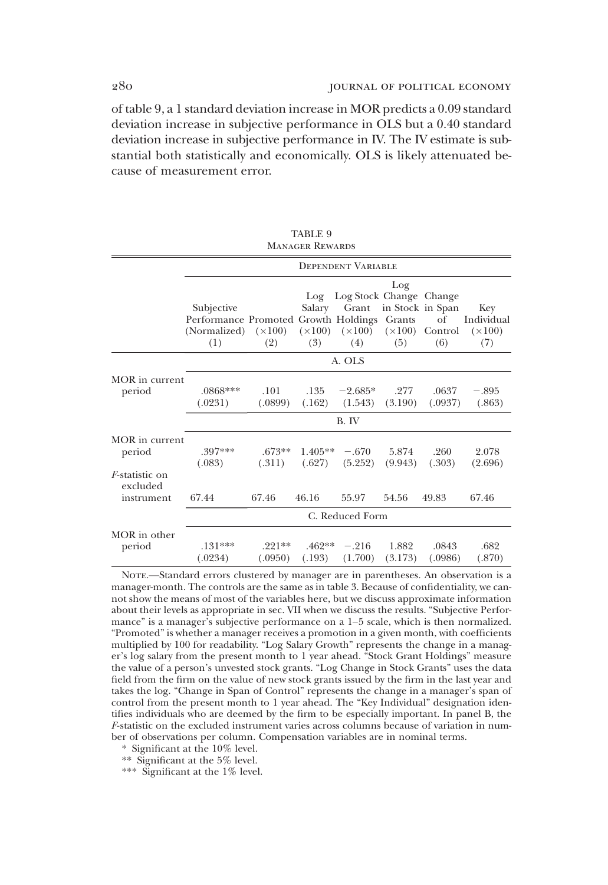of table 9, a 1 standard deviation increase in MOR predicts a 0.09 standard deviation increase in subjective performance in OLS but a 0.40 standard deviation increase in subjective performance in IV. The IV estimate is substantial both statistically and economically. OLS is likely attenuated because of measurement error.

TABLE 9
Manager Rewards

| | Dependent Variable | | | | | | |
|---|---|---|---|---|---|---|---|
| | Subjective Performance (Normalized) (1) | Promoted (×100) (2) | Log Salary Growth (×100) (3) | Log Stock Grant Holdings (×100) (4) | Log Change in Stock Grants (×100) (5) | Change in Span of Control (6) | Key Individual (×100) (7) |
| | A. OLS | | | | | | |
| MOR in current period | .0868*** | .101 | .135 | −2.685* | .277 | .0637 | −.895 |
| | (.0231) | (.0899) | (.162) | (1.543) | (3.190) | (.0937) | (.863) |
| | B. IV | | | | | | |
| MOR in current period | .397*** | .673** | 1.405** | −.670 | 5.874 | .260 | 2.078 |
| | (.083) | (.311) | (.627) | (5.252) | (9.943) | (.303) | (2.696) |
| *F*-statistic on excluded instrument | 67.44 | 67.46 | 46.16 | 55.97 | 54.56 | 49.83 | 67.46 |
| | C. Reduced Form | | | | | | |
| MOR in other period | .131*** | .221** | .462** | −.216 | 1.882 | .0843 | .682 |
| | (.0234) | (.0950) | (.193) | (1.700) | (3.173) | (.0986) | (.870) |

Note.—Standard errors clustered by manager are in parentheses. An observation is a manager-month. The controls are the same as in table 3. Because of confidentiality, we cannot show the means of most of the variables here, but we discuss approximate information about their levels as appropriate in sec. VII when we discuss the results. "Subjective Performance" is a manager's subjective performance on a 1–5 scale, which is then normalized. "Promoted" is whether a manager receives a promotion in a given month, with coefficients multiplied by 100 for readability. "Log Salary Growth" represents the change in a manager's log salary from the present month to 1 year ahead. "Stock Grant Holdings" measure the value of a person's unvested stock grants. "Log Change in Stock Grants" uses the data field from the firm on the value of new stock grants issued by the firm in the last year and takes the log. "Change in Span of Control" represents the change in a manager's span of control from the present month to 1 year ahead. The "Key Individual" designation identifies individuals who are deemed by the firm to be especially important. In panel B, the *F*-statistic on the excluded instrument varies across columns because of variation in number of observations per column. Compensation variables are in nominal terms.

\* Significant at the 10% level.

\** Significant at the 5% level.

\*** Significant at the 1% level.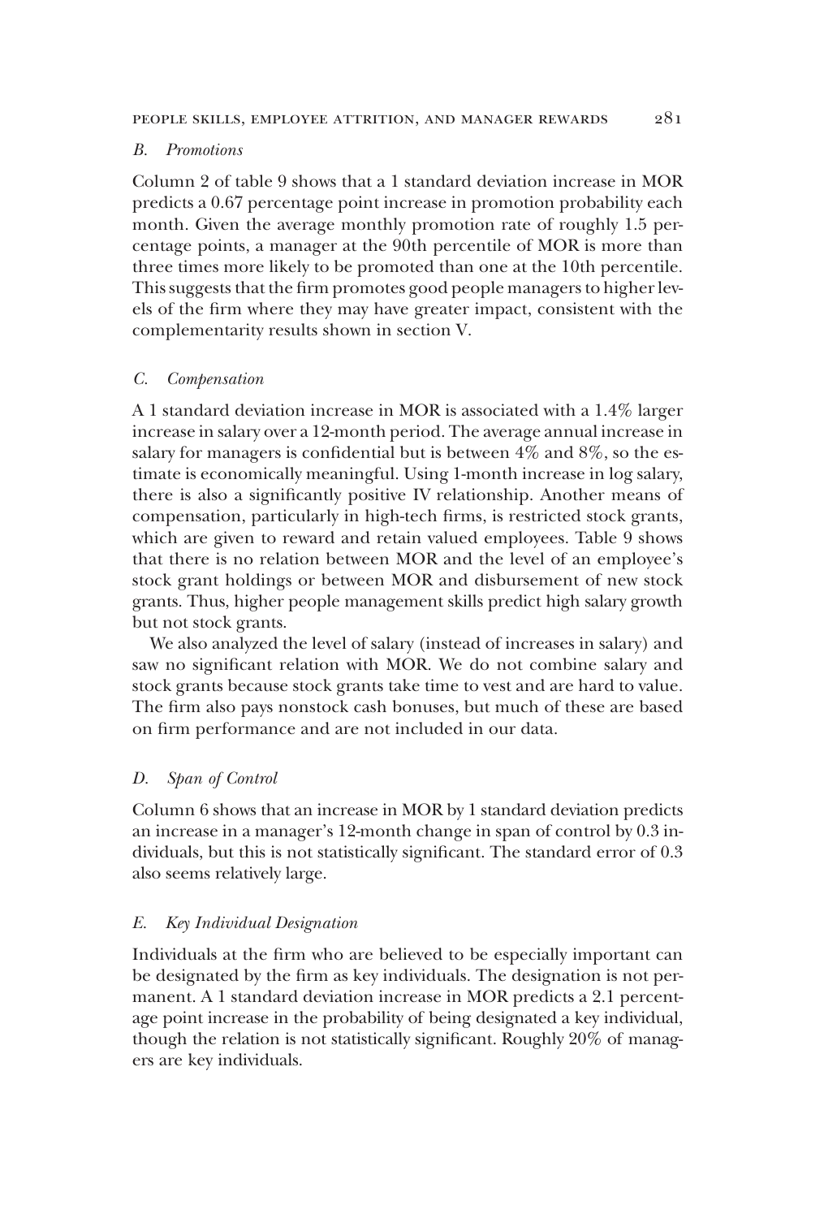### *B. Promotions*

Column 2 of table 9 shows that a 1 standard deviation increase in MOR predicts a 0.67 percentage point increase in promotion probability each month. Given the average monthly promotion rate of roughly 1.5 percentage points, a manager at the 90th percentile of MOR is more than three times more likely to be promoted than one at the 10th percentile. This suggests that the firm promotes good people managers to higher levels of the firm where they may have greater impact, consistent with the complementarity results shown in section V.

### *C. Compensation*

A 1 standard deviation increase in MOR is associated with a 1.4% larger increase in salary over a 12-month period. The average annual increase in salary for managers is confidential but is between 4% and 8%, so the estimate is economically meaningful. Using 1-month increase in log salary, there is also a significantly positive IV relationship. Another means of compensation, particularly in high-tech firms, is restricted stock grants, which are given to reward and retain valued employees. Table 9 shows that there is no relation between MOR and the level of an employee's stock grant holdings or between MOR and disbursement of new stock grants. Thus, higher people management skills predict high salary growth but not stock grants.

We also analyzed the level of salary (instead of increases in salary) and saw no significant relation with MOR. We do not combine salary and stock grants because stock grants take time to vest and are hard to value. The firm also pays nonstock cash bonuses, but much of these are based on firm performance and are not included in our data.

### *D. Span of Control*

Column 6 shows that an increase in MOR by 1 standard deviation predicts an increase in a manager's 12-month change in span of control by 0.3 individuals, but this is not statistically significant. The standard error of 0.3 also seems relatively large.

### *E. Key Individual Designation*

Individuals at the firm who are believed to be especially important can be designated by the firm as key individuals. The designation is not permanent. A 1 standard deviation increase in MOR predicts a 2.1 percentage point increase in the probability of being designated a key individual, though the relation is not statistically significant. Roughly 20% of managers are key individuals.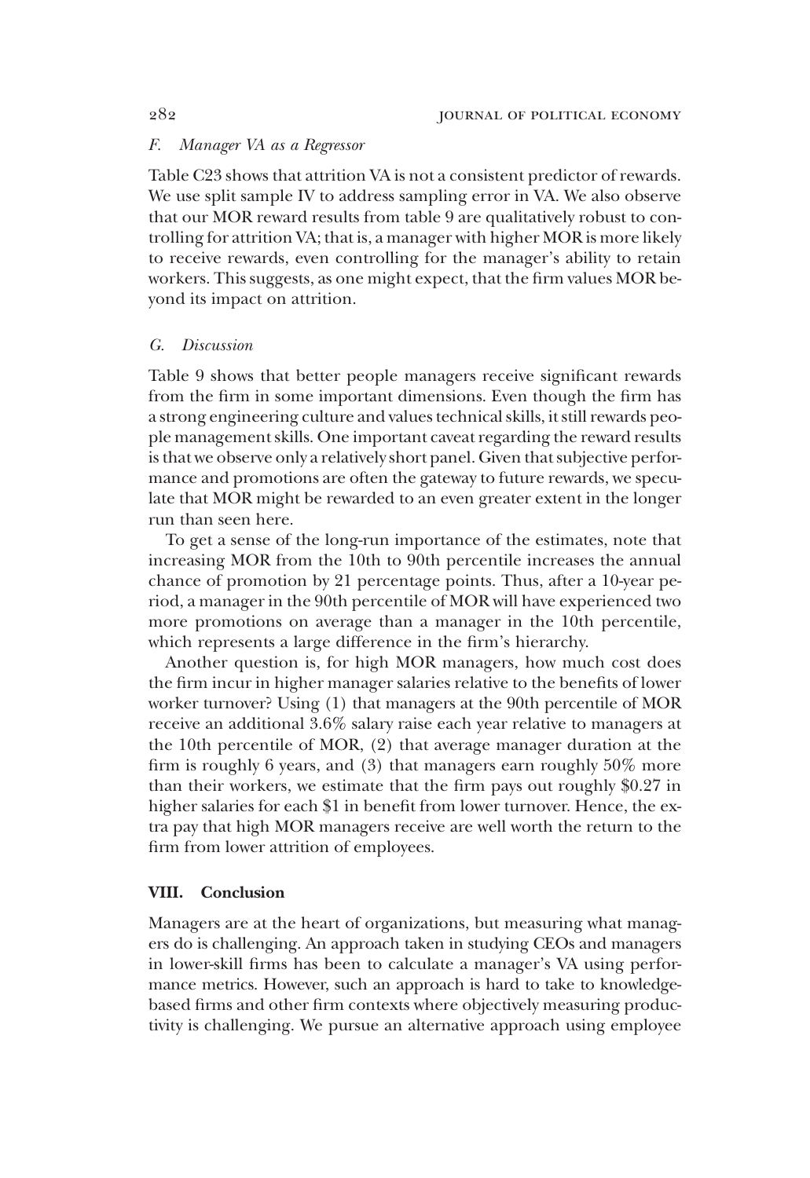### F. *Manager VA as a Regressor*

Table C23 shows that attrition VA is not a consistent predictor of rewards. We use split sample IV to address sampling error in VA. We also observe that our MOR reward results from table 9 are qualitatively robust to controlling for attrition VA; that is, a manager with higher MOR is more likely to receive rewards, even controlling for the manager's ability to retain workers. This suggests, as one might expect, that the firm values MOR beyond its impact on attrition.

### G. *Discussion*

Table 9 shows that better people managers receive significant rewards from the firm in some important dimensions. Even though the firm has a strong engineering culture and values technical skills, it still rewards people management skills. One important caveat regarding the reward results is that we observe only a relatively short panel. Given that subjective performance and promotions are often the gateway to future rewards, we speculate that MOR might be rewarded to an even greater extent in the longer run than seen here.

To get a sense of the long-run importance of the estimates, note that increasing MOR from the 10th to 90th percentile increases the annual chance of promotion by 21 percentage points. Thus, after a 10-year period, a manager in the 90th percentile of MOR will have experienced two more promotions on average than a manager in the 10th percentile, which represents a large difference in the firm's hierarchy.

Another question is, for high MOR managers, how much cost does the firm incur in higher manager salaries relative to the benefits of lower worker turnover? Using (1) that managers at the 90th percentile of MOR receive an additional 3.6% salary raise each year relative to managers at the 10th percentile of MOR, (2) that average manager duration at the firm is roughly 6 years, and (3) that managers earn roughly 50% more than their workers, we estimate that the firm pays out roughly $0.27 in higher salaries for each $1 in benefit from lower turnover. Hence, the extra pay that high MOR managers receive are well worth the return to the firm from lower attrition of employees.

## VIII. Conclusion

Managers are at the heart of organizations, but measuring what managers do is challenging. An approach taken in studying CEOs and managers in lower-skill firms has been to calculate a manager's VA using performance metrics. However, such an approach is hard to take to knowledge-based firms and other firm contexts where objectively measuring productivity is challenging. We pursue an alternative approach using employee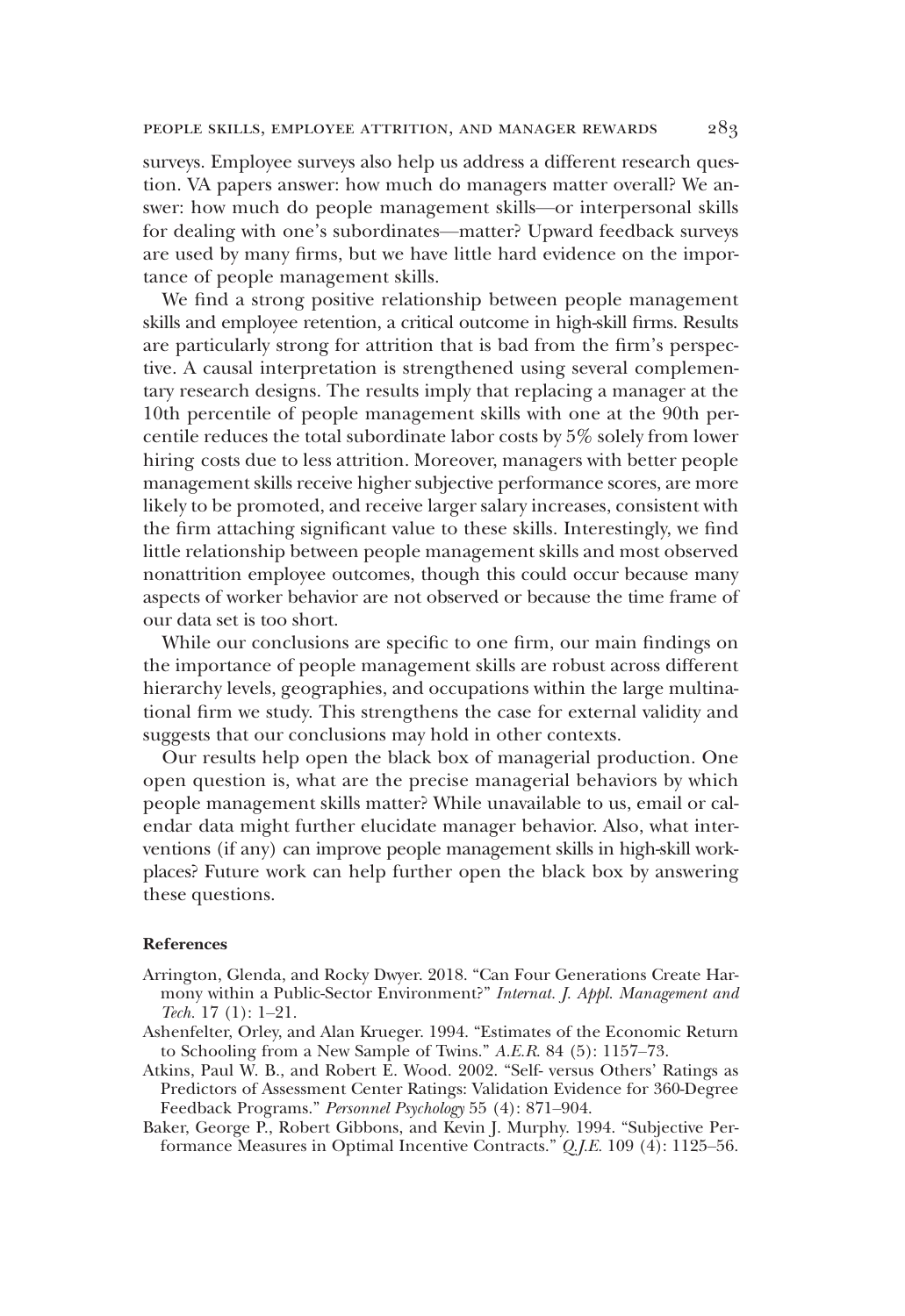surveys. Employee surveys also help us address a different research question. VA papers answer: how much do managers matter overall? We answer: how much do people management skills—or interpersonal skills for dealing with one's subordinates—matter? Upward feedback surveys are used by many firms, but we have little hard evidence on the importance of people management skills.

We find a strong positive relationship between people management skills and employee retention, a critical outcome in high-skill firms. Results are particularly strong for attrition that is bad from the firm's perspective. A causal interpretation is strengthened using several complementary research designs. The results imply that replacing a manager at the 10th percentile of people management skills with one at the 90th percentile reduces the total subordinate labor costs by 5% solely from lower hiring costs due to less attrition. Moreover, managers with better people management skills receive higher subjective performance scores, are more likely to be promoted, and receive larger salary increases, consistent with the firm attaching significant value to these skills. Interestingly, we find little relationship between people management skills and most observed nonattrition employee outcomes, though this could occur because many aspects of worker behavior are not observed or because the time frame of our data set is too short.

While our conclusions are specific to one firm, our main findings on the importance of people management skills are robust across different hierarchy levels, geographies, and occupations within the large multinational firm we study. This strengthens the case for external validity and suggests that our conclusions may hold in other contexts.

Our results help open the black box of managerial production. One open question is, what are the precise managerial behaviors by which people management skills matter? While unavailable to us, email or calendar data might further elucidate manager behavior. Also, what interventions (if any) can improve people management skills in high-skill workplaces? Future work can help further open the black box by answering these questions.

## References

Arrington, Glenda, and Rocky Dwyer. 2018. "Can Four Generations Create Harmony within a Public-Sector Environment?" *Internat. J. Appl. Management and Tech.* 17 (1): 1–21.

Ashenfelter, Orley, and Alan Krueger. 1994. "Estimates of the Economic Return to Schooling from a New Sample of Twins." *A.E.R.* 84 (5): 1157–73.

Atkins, Paul W. B., and Robert E. Wood. 2002. "Self- versus Others' Ratings as Predictors of Assessment Center Ratings: Validation Evidence for 360-Degree Feedback Programs." *Personnel Psychology* 55 (4): 871–904.

Baker, George P., Robert Gibbons, and Kevin J. Murphy. 1994. "Subjective Performance Measures in Optimal Incentive Contracts." *Q.J.E.* 109 (4): 1125–56.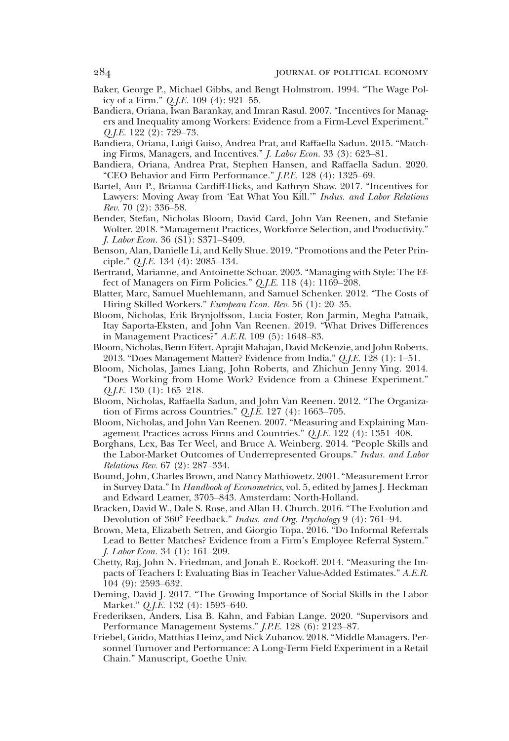Baker, George P., Michael Gibbs, and Bengt Holmstrom. 1994. "The Wage Policy of a Firm." *Q.J.E.* 109 (4): 921–55.

Bandiera, Oriana, Iwan Barankay, and Imran Rasul. 2007. "Incentives for Managers and Inequality among Workers: Evidence from a Firm-Level Experiment." *Q.J.E.* 122 (2): 729–73.

Bandiera, Oriana, Luigi Guiso, Andrea Prat, and Raffaella Sadun. 2015. "Matching Firms, Managers, and Incentives." *J. Labor Econ.* 33 (3): 623–81.

Bandiera, Oriana, Andrea Prat, Stephen Hansen, and Raffaella Sadun. 2020. "CEO Behavior and Firm Performance." *J.P.E.* 128 (4): 1325–69.

Bartel, Ann P., Brianna Cardiff-Hicks, and Kathryn Shaw. 2017. "Incentives for Lawyers: Moving Away from 'Eat What You Kill.'" *Indus. and Labor Relations Rev.* 70 (2): 336–58.

Bender, Stefan, Nicholas Bloom, David Card, John Van Reenen, and Stefanie Wolter. 2018. "Management Practices, Workforce Selection, and Productivity." *J. Labor Econ.* 36 (S1): S371–S409.

Benson, Alan, Danielle Li, and Kelly Shue. 2019. "Promotions and the Peter Principle." *Q.J.E.* 134 (4): 2085–134.

Bertrand, Marianne, and Antoinette Schoar. 2003. "Managing with Style: The Effect of Managers on Firm Policies." *Q.J.E.* 118 (4): 1169–208.

Blatter, Marc, Samuel Muehlemann, and Samuel Schenker. 2012. "The Costs of Hiring Skilled Workers." *European Econ. Rev.* 56 (1): 20–35.

Bloom, Nicholas, Erik Brynjolfsson, Lucia Foster, Ron Jarmin, Megha Patnaik, Itay Saporta-Eksten, and John Van Reenen. 2019. "What Drives Differences in Management Practices?" *A.E.R.* 109 (5): 1648–83.

Bloom, Nicholas, Benn Eifert, Aprajit Mahajan, David McKenzie, and John Roberts. 2013. "Does Management Matter? Evidence from India." *Q.J.E.* 128 (1): 1–51.

Bloom, Nicholas, James Liang, John Roberts, and Zhichun Jenny Ying. 2014. "Does Working from Home Work? Evidence from a Chinese Experiment." *Q.J.E.* 130 (1): 165–218.

Bloom, Nicholas, Raffaella Sadun, and John Van Reenen. 2012. "The Organization of Firms across Countries." *Q.J.E.* 127 (4): 1663–705.

Bloom, Nicholas, and John Van Reenen. 2007. "Measuring and Explaining Management Practices across Firms and Countries." *Q.J.E.* 122 (4): 1351–408.

Borghans, Lex, Bas Ter Weel, and Bruce A. Weinberg. 2014. "People Skills and the Labor-Market Outcomes of Underrepresented Groups." *Indus. and Labor Relations Rev.* 67 (2): 287–334.

Bound, John, Charles Brown, and Nancy Mathiowetz. 2001. "Measurement Error in Survey Data." In *Handbook of Econometrics*, vol. 5, edited by James J. Heckman and Edward Leamer, 3705–843. Amsterdam: North-Holland.

Bracken, David W., Dale S. Rose, and Allan H. Church. 2016. "The Evolution and Devolution of 360° Feedback." *Indus. and Org. Psychology* 9 (4): 761–94.

Brown, Meta, Elizabeth Setren, and Giorgio Topa. 2016. "Do Informal Referrals Lead to Better Matches? Evidence from a Firm's Employee Referral System." *J. Labor Econ.* 34 (1): 161–209.

Chetty, Raj, John N. Friedman, and Jonah E. Rockoff. 2014. "Measuring the Impacts of Teachers I: Evaluating Bias in Teacher Value-Added Estimates." *A.E.R.* 104 (9): 2593–632.

Deming, David J. 2017. "The Growing Importance of Social Skills in the Labor Market." *Q.J.E.* 132 (4): 1593–640.

Frederiksen, Anders, Lisa B. Kahn, and Fabian Lange. 2020. "Supervisors and Performance Management Systems." *J.P.E.* 128 (6): 2123–87.

Friebel, Guido, Matthias Heinz, and Nick Zubanov. 2018. "Middle Managers, Personnel Turnover and Performance: A Long-Term Field Experiment in a Retail Chain." Manuscript, Goethe Univ.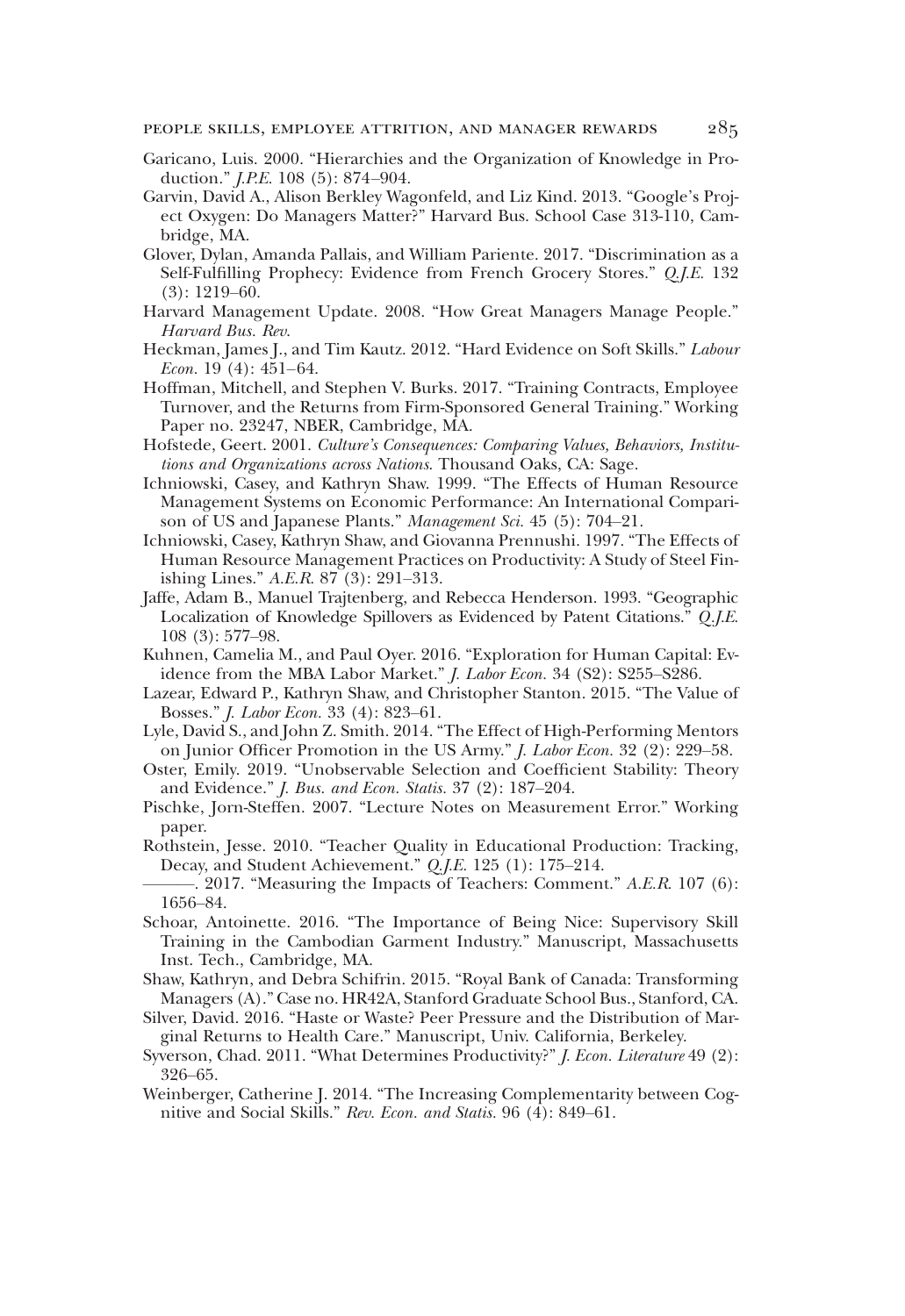Garicano, Luis. 2000. “Hierarchies and the Organization of Knowledge in Production.” *J.P.E.* 108 (5): 874–904.

Garvin, David A., Alison Berkley Wagonfeld, and Liz Kind. 2013. “Google’s Project Oxygen: Do Managers Matter?” Harvard Bus. School Case 313-110, Cambridge, MA.

Glover, Dylan, Amanda Pallais, and William Pariente. 2017. “Discrimination as a Self-Fulfilling Prophecy: Evidence from French Grocery Stores.” *Q.J.E.* 132 (3): 1219–60.

Harvard Management Update. 2008. “How Great Managers Manage People.” *Harvard Bus. Rev.*

Heckman, James J., and Tim Kautz. 2012. “Hard Evidence on Soft Skills.” *Labour Econ.* 19 (4): 451–64.

Hoffman, Mitchell, and Stephen V. Burks. 2017. “Training Contracts, Employee Turnover, and the Returns from Firm-Sponsored General Training.” Working Paper no. 23247, NBER, Cambridge, MA.

Hofstede, Geert. 2001. *Culture’s Consequences: Comparing Values, Behaviors, Institutions and Organizations across Nations.* Thousand Oaks, CA: Sage.

Ichniowski, Casey, and Kathryn Shaw. 1999. “The Effects of Human Resource Management Systems on Economic Performance: An International Comparison of US and Japanese Plants.” *Management Sci.* 45 (5): 704–21.

Ichniowski, Casey, Kathryn Shaw, and Giovanna Prennushi. 1997. “The Effects of Human Resource Management Practices on Productivity: A Study of Steel Finishing Lines.” *A.E.R.* 87 (3): 291–313.

Jaffe, Adam B., Manuel Trajtenberg, and Rebecca Henderson. 1993. “Geographic Localization of Knowledge Spillovers as Evidenced by Patent Citations.” *Q.J.E.* 108 (3): 577–98.

Kuhnen, Camelia M., and Paul Oyer. 2016. “Exploration for Human Capital: Evidence from the MBA Labor Market.” *J. Labor Econ.* 34 (S2): S255–S286.

Lazear, Edward P., Kathryn Shaw, and Christopher Stanton. 2015. “The Value of Bosses.” *J. Labor Econ.* 33 (4): 823–61.

Lyle, David S., and John Z. Smith. 2014. “The Effect of High-Performing Mentors on Junior Officer Promotion in the US Army.” *J. Labor Econ.* 32 (2): 229–58.

Oster, Emily. 2019. “Unobservable Selection and Coefficient Stability: Theory and Evidence.” *J. Bus. and Econ. Statis.* 37 (2): 187–204.

Pischke, Jorn-Steffen. 2007. “Lecture Notes on Measurement Error.” Working paper.

Rothstein, Jesse. 2010. “Teacher Quality in Educational Production: Tracking, Decay, and Student Achievement.” *Q.J.E.* 125 (1): 175–214.

———. 2017. “Measuring the Impacts of Teachers: Comment.” *A.E.R.* 107 (6): 1656–84.

Schoar, Antoinette. 2016. “The Importance of Being Nice: Supervisory Skill Training in the Cambodian Garment Industry.” Manuscript, Massachusetts Inst. Tech., Cambridge, MA.

Shaw, Kathryn, and Debra Schifrin. 2015. “Royal Bank of Canada: Transforming Managers (A).” Case no. HR42A, Stanford Graduate School Bus., Stanford, CA.

Silver, David. 2016. “Haste or Waste? Peer Pressure and the Distribution of Marginal Returns to Health Care.” Manuscript, Univ. California, Berkeley.

Syverson, Chad. 2011. “What Determines Productivity?” *J. Econ. Literature* 49 (2): 326–65.

Weinberger, Catherine J. 2014. “The Increasing Complementarity between Cognitive and Social Skills.” *Rev. Econ. and Statis.* 96 (4): 849–61.